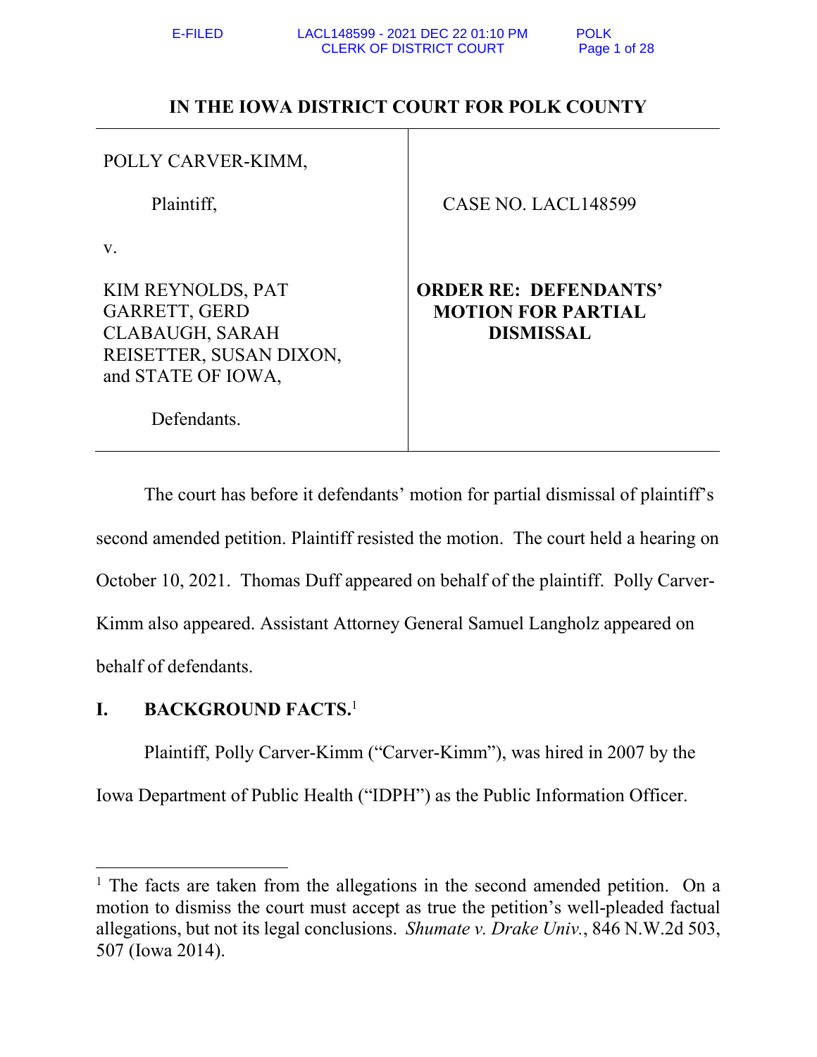# IN THE IOWA DISTRICT COURT FOR POLK COUNTY

| | |
|---|---|
| POLLY CARVER-KIMM,<br><br>Plaintiff,<br><br>v.<br><br>KIM REYNOLDS, PAT GARRETT, GERD CLABAUGH, SARAH REISETTER, SUSAN DIXON, and STATE OF IOWA,<br><br>Defendants. | CASE NO. LACL148599<br><br>**ORDER RE: DEFENDANTS' MOTION FOR PARTIAL DISMISSAL** |

The court has before it defendants' motion for partial dismissal of plaintiff's second amended petition. Plaintiff resisted the motion. The court held a hearing on October 10, 2021. Thomas Duff appeared on behalf of the plaintiff. Polly Carver-Kimm also appeared. Assistant Attorney General Samuel Langholz appeared on behalf of defendants.

## I. BACKGROUND FACTS.[1]

Plaintiff, Polly Carver-Kimm ("Carver-Kimm"), was hired in 2007 by the Iowa Department of Public Health ("IDPH") as the Public Information Officer.

[1] The facts are taken from the allegations in the second amended petition. On a motion to dismiss the court must accept as true the petition's well-pleaded factual allegations, but not its legal conclusions. *Shumate v. Drake Univ.*, 846 N.W.2d 503, 507 (Iowa 2014).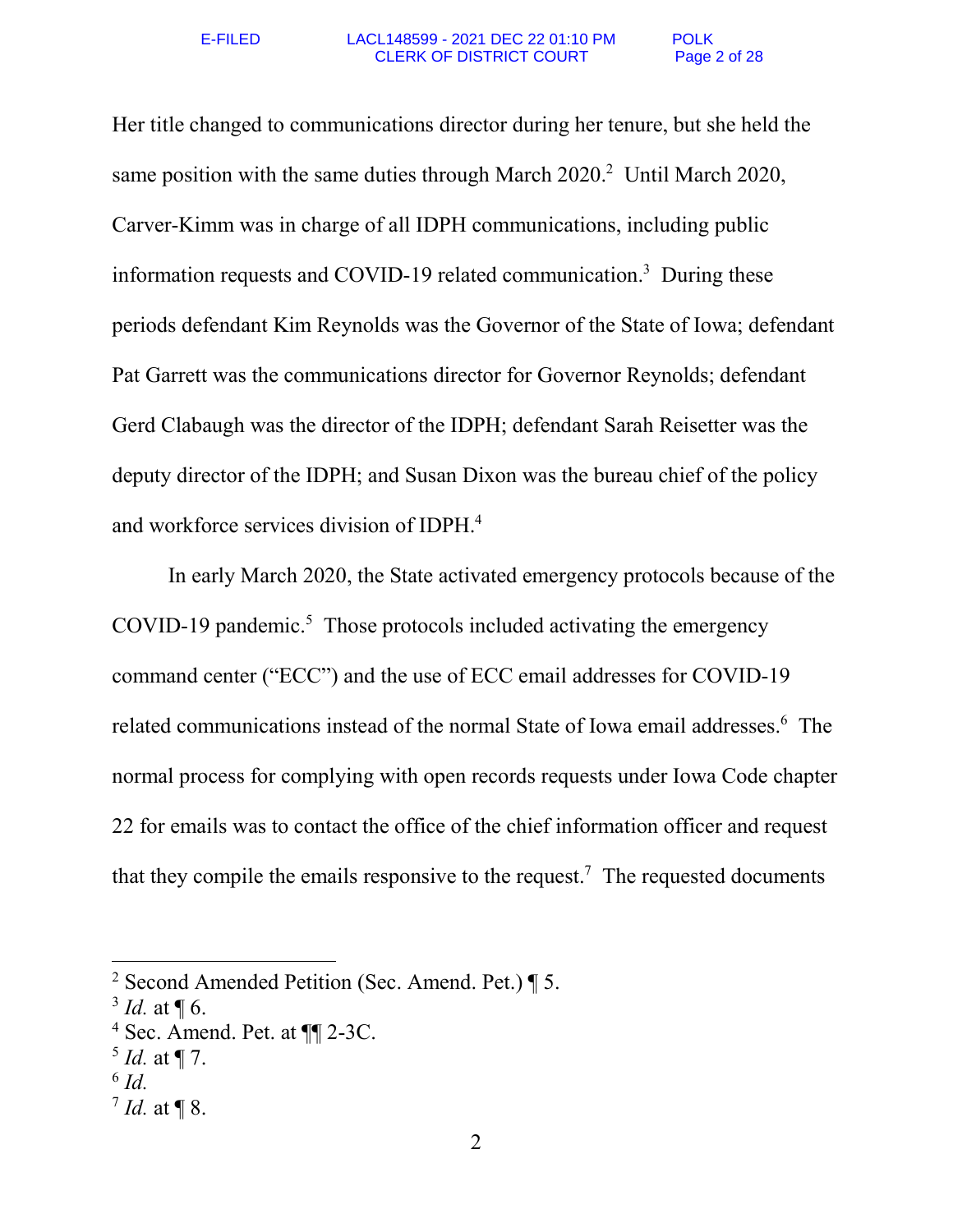Her title changed to communications director during her tenure, but she held the same position with the same duties through March 2020.[2] Until March 2020, Carver-Kimm was in charge of all IDPH communications, including public information requests and COVID-19 related communication.[3] During these periods defendant Kim Reynolds was the Governor of the State of Iowa; defendant Pat Garrett was the communications director for Governor Reynolds; defendant Gerd Clabaugh was the director of the IDPH; defendant Sarah Reisetter was the deputy director of the IDPH; and Susan Dixon was the bureau chief of the policy and workforce services division of IDPH.[4]

In early March 2020, the State activated emergency protocols because of the COVID-19 pandemic.[5] Those protocols included activating the emergency command center ("ECC") and the use of ECC email addresses for COVID-19 related communications instead of the normal State of Iowa email addresses.[6] The normal process for complying with open records requests under Iowa Code chapter 22 for emails was to contact the office of the chief information officer and request that they compile the emails responsive to the request.[7] The requested documents

---

[2] Second Amended Petition (Sec. Amend. Pet.) ¶ 5.

[3] *Id.* at ¶ 6.

[4] Sec. Amend. Pet. at ¶¶ 2-3C.

[5] *Id.* at ¶ 7.

[6] *Id.*

[7] *Id.* at ¶ 8.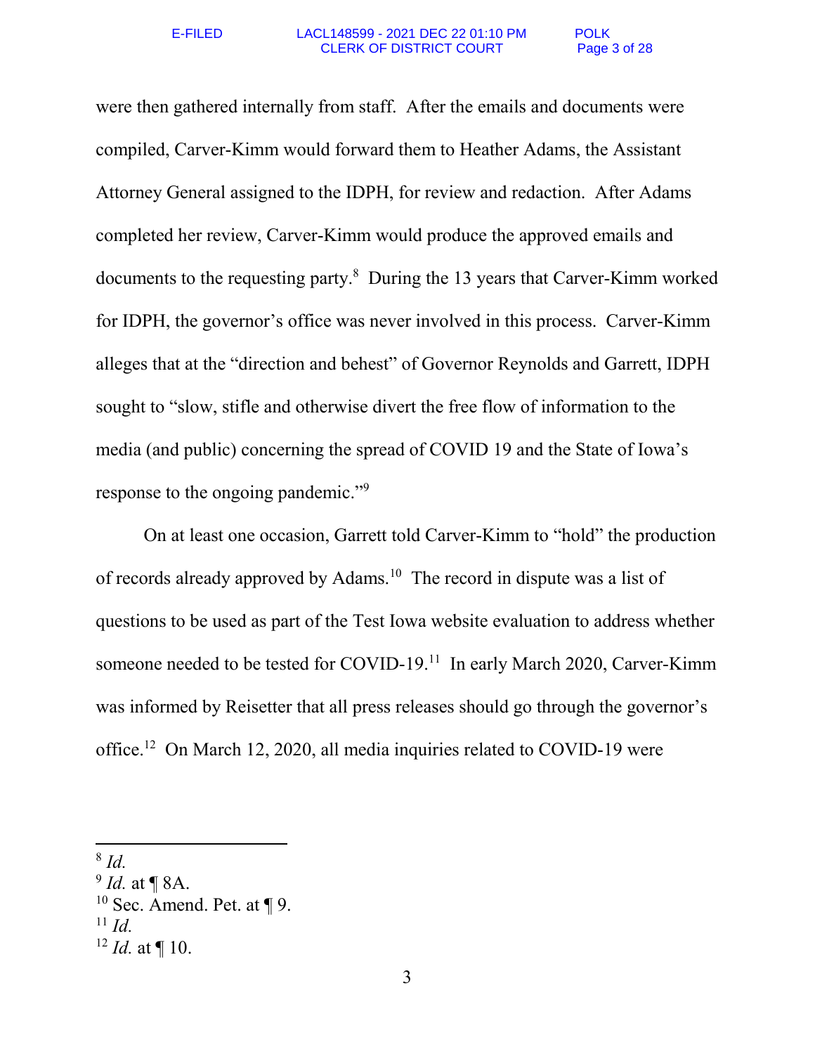were then gathered internally from staff. After the emails and documents were compiled, Carver-Kimm would forward them to Heather Adams, the Assistant Attorney General assigned to the IDPH, for review and redaction. After Adams completed her review, Carver-Kimm would produce the approved emails and documents to the requesting party.[8] During the 13 years that Carver-Kimm worked for IDPH, the governor's office was never involved in this process. Carver-Kimm alleges that at the "direction and behest" of Governor Reynolds and Garrett, IDPH sought to "slow, stifle and otherwise divert the free flow of information to the media (and public) concerning the spread of COVID 19 and the State of Iowa's response to the ongoing pandemic."[9]

On at least one occasion, Garrett told Carver-Kimm to "hold" the production of records already approved by Adams.[10] The record in dispute was a list of questions to be used as part of the Test Iowa website evaluation to address whether someone needed to be tested for COVID-19.[11] In early March 2020, Carver-Kimm was informed by Reisetter that all press releases should go through the governor's office.[12] On March 12, 2020, all media inquiries related to COVID-19 were

---

[8] *Id.*

[9] *Id.* at ¶ 8A.

[10] Sec. Amend. Pet. at ¶ 9.

[11] *Id.*

[12] *Id.* at ¶ 10.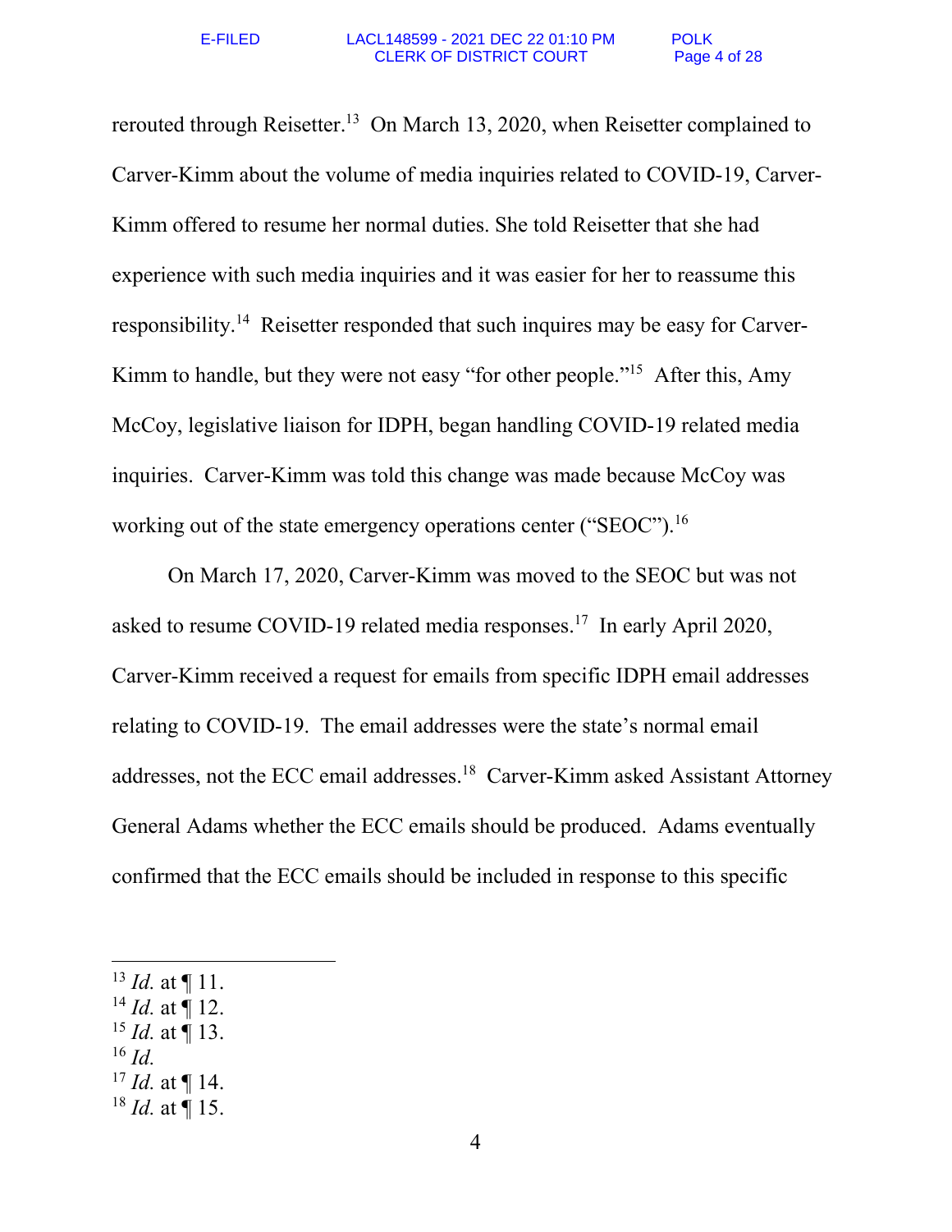rerouted through Reisetter.[13] On March 13, 2020, when Reisetter complained to Carver-Kimm about the volume of media inquiries related to COVID-19, Carver-Kimm offered to resume her normal duties. She told Reisetter that she had experience with such media inquiries and it was easier for her to reassume this responsibility.[14] Reisetter responded that such inquires may be easy for Carver-Kimm to handle, but they were not easy "for other people."[15] After this, Amy McCoy, legislative liaison for IDPH, began handling COVID-19 related media inquiries. Carver-Kimm was told this change was made because McCoy was working out of the state emergency operations center ("SEOC").[16]

On March 17, 2020, Carver-Kimm was moved to the SEOC but was not asked to resume COVID-19 related media responses.[17] In early April 2020, Carver-Kimm received a request for emails from specific IDPH email addresses relating to COVID-19. The email addresses were the state's normal email addresses, not the ECC email addresses.[18] Carver-Kimm asked Assistant Attorney General Adams whether the ECC emails should be produced. Adams eventually confirmed that the ECC emails should be included in response to this specific

---

[13] *Id.* at ¶ 11.
[14] *Id.* at ¶ 12.
[15] *Id.* at ¶ 13.
[16] *Id.*
[17] *Id.* at ¶ 14.
[18] *Id.* at ¶ 15.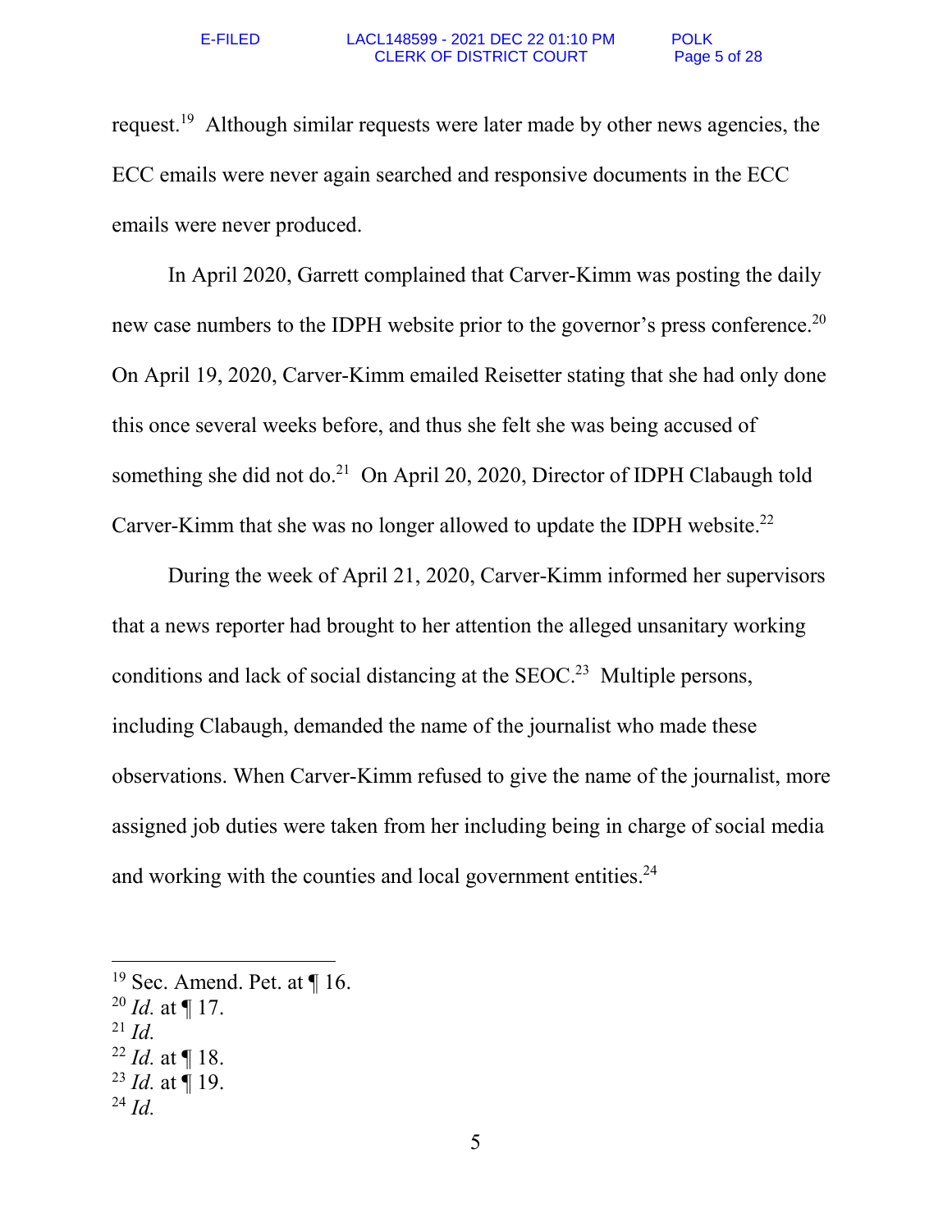request.[19] Although similar requests were later made by other news agencies, the ECC emails were never again searched and responsive documents in the ECC emails were never produced.

In April 2020, Garrett complained that Carver-Kimm was posting the daily new case numbers to the IDPH website prior to the governor's press conference.[20] On April 19, 2020, Carver-Kimm emailed Reisetter stating that she had only done this once several weeks before, and thus she felt she was being accused of something she did not do.[21] On April 20, 2020, Director of IDPH Clabaugh told Carver-Kimm that she was no longer allowed to update the IDPH website.[22]

During the week of April 21, 2020, Carver-Kimm informed her supervisors that a news reporter had brought to her attention the alleged unsanitary working conditions and lack of social distancing at the SEOC.[23] Multiple persons, including Clabaugh, demanded the name of the journalist who made these observations. When Carver-Kimm refused to give the name of the journalist, more assigned job duties were taken from her including being in charge of social media and working with the counties and local government entities.[24]

---

[19] Sec. Amend. Pet. at ¶ 16.
[20] *Id.* at ¶ 17.
[21] *Id.*
[22] *Id.* at ¶ 18.
[23] *Id.* at ¶ 19.
[24] *Id.*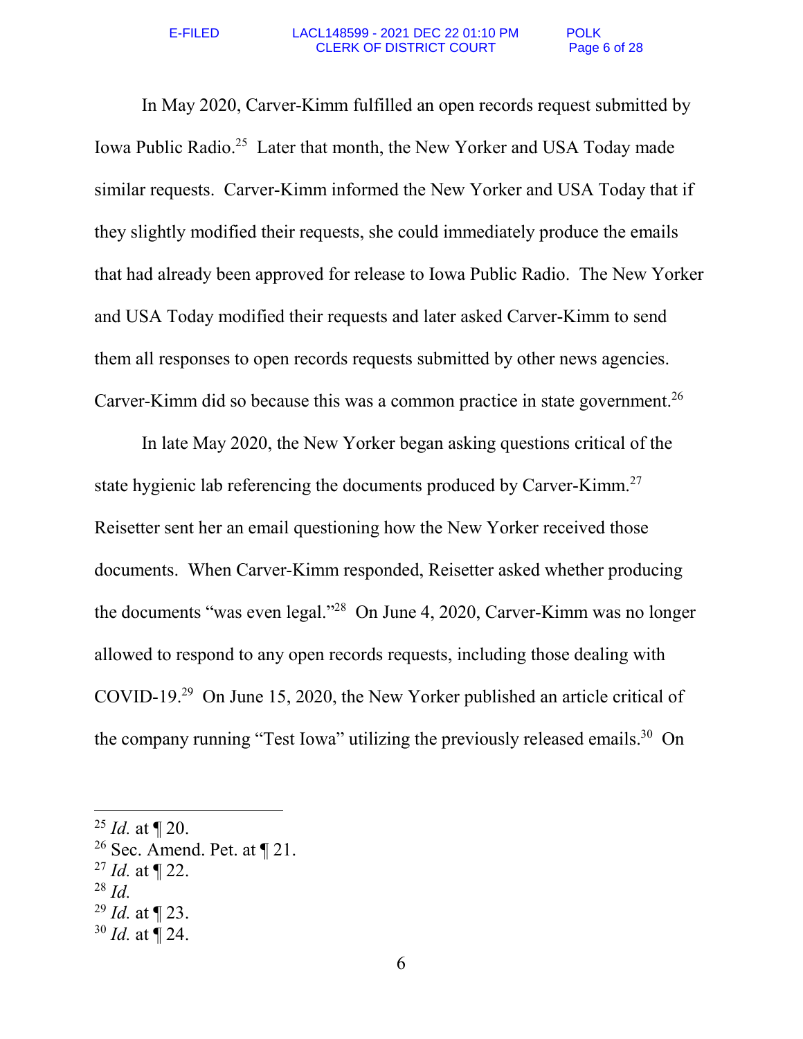In May 2020, Carver-Kimm fulfilled an open records request submitted by Iowa Public Radio.[25] Later that month, the New Yorker and USA Today made similar requests. Carver-Kimm informed the New Yorker and USA Today that if they slightly modified their requests, she could immediately produce the emails that had already been approved for release to Iowa Public Radio. The New Yorker and USA Today modified their requests and later asked Carver-Kimm to send them all responses to open records requests submitted by other news agencies. Carver-Kimm did so because this was a common practice in state government.[26]

In late May 2020, the New Yorker began asking questions critical of the state hygienic lab referencing the documents produced by Carver-Kimm.[27] Reisetter sent her an email questioning how the New Yorker received those documents. When Carver-Kimm responded, Reisetter asked whether producing the documents "was even legal."[28] On June 4, 2020, Carver-Kimm was no longer allowed to respond to any open records requests, including those dealing with COVID-19.[29] On June 15, 2020, the New Yorker published an article critical of the company running "Test Iowa" utilizing the previously released emails.[30] On

---

[25] *Id.* at ¶ 20.
[26] Sec. Amend. Pet. at ¶ 21.
[27] *Id.* at ¶ 22.
[28] *Id.*
[29] *Id.* at ¶ 23.
[30] *Id.* at ¶ 24.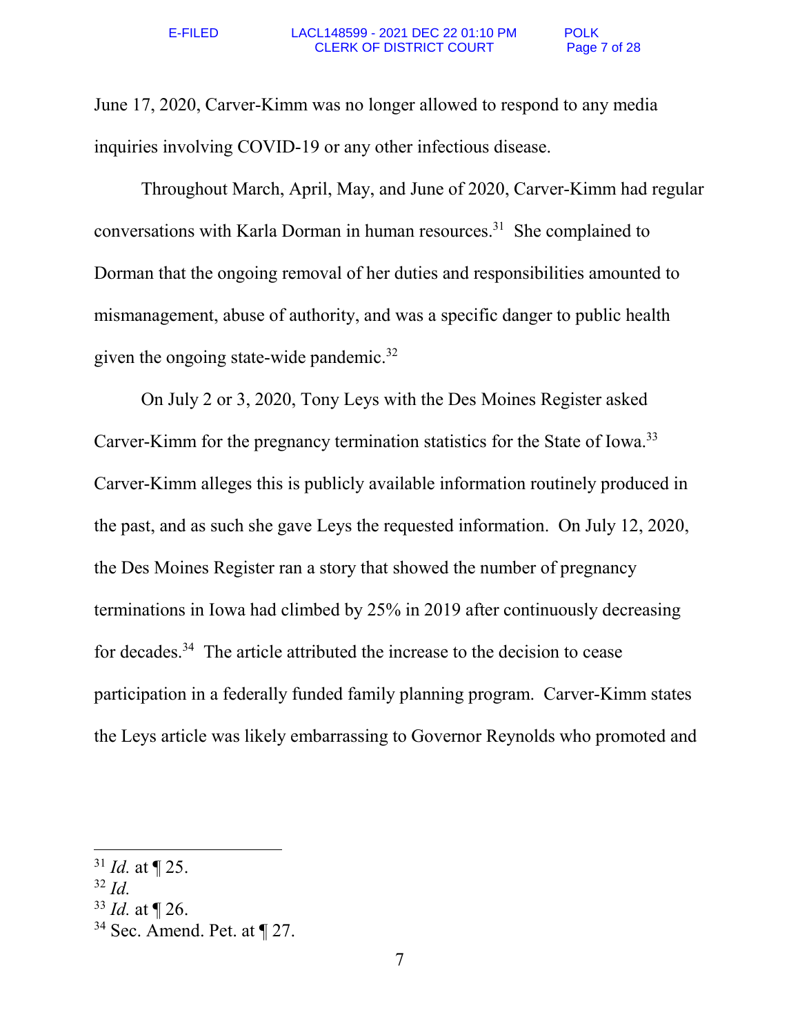June 17, 2020, Carver-Kimm was no longer allowed to respond to any media inquiries involving COVID-19 or any other infectious disease.

Throughout March, April, May, and June of 2020, Carver-Kimm had regular conversations with Karla Dorman in human resources.[31] She complained to Dorman that the ongoing removal of her duties and responsibilities amounted to mismanagement, abuse of authority, and was a specific danger to public health given the ongoing state-wide pandemic.[32]

On July 2 or 3, 2020, Tony Leys with the Des Moines Register asked Carver-Kimm for the pregnancy termination statistics for the State of Iowa.[33] Carver-Kimm alleges this is publicly available information routinely produced in the past, and as such she gave Leys the requested information. On July 12, 2020, the Des Moines Register ran a story that showed the number of pregnancy terminations in Iowa had climbed by 25% in 2019 after continuously decreasing for decades.[34] The article attributed the increase to the decision to cease participation in a federally funded family planning program. Carver-Kimm states the Leys article was likely embarrassing to Governor Reynolds who promoted and

---

[31] *Id.* at ¶ 25.
[32] *Id.*
[33] *Id.* at ¶ 26.
[34] Sec. Amend. Pet. at ¶ 27.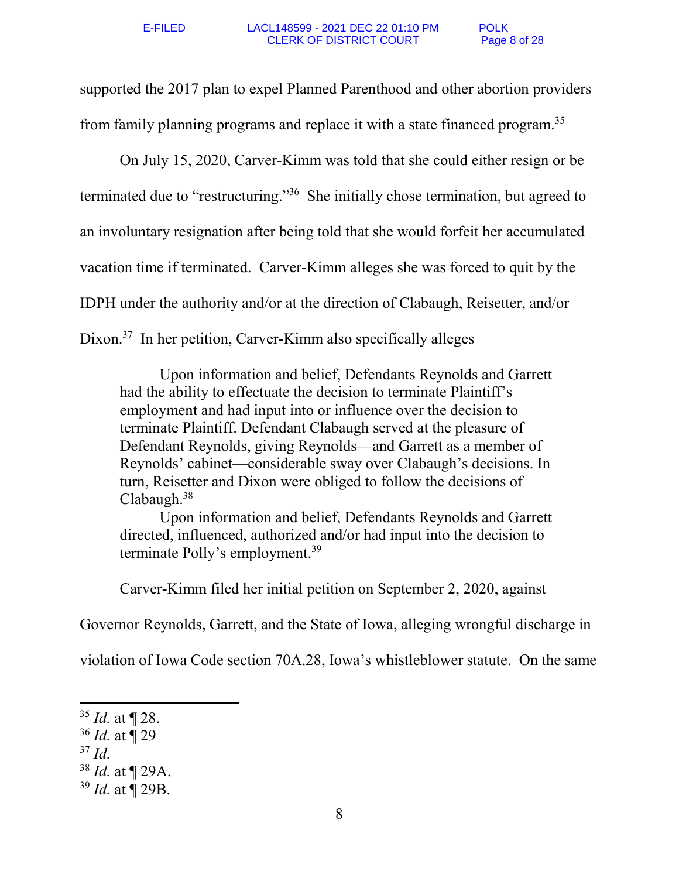supported the 2017 plan to expel Planned Parenthood and other abortion providers from family planning programs and replace it with a state financed program.[35]

On July 15, 2020, Carver-Kimm was told that she could either resign or be terminated due to "restructuring."[36] She initially chose termination, but agreed to an involuntary resignation after being told that she would forfeit her accumulated vacation time if terminated. Carver-Kimm alleges she was forced to quit by the IDPH under the authority and/or at the direction of Clabaugh, Reisetter, and/or Dixon.[37] In her petition, Carver-Kimm also specifically alleges

> Upon information and belief, Defendants Reynolds and Garrett had the ability to effectuate the decision to terminate Plaintiff's employment and had input into or influence over the decision to terminate Plaintiff. Defendant Clabaugh served at the pleasure of Defendant Reynolds, giving Reynolds—and Garrett as a member of Reynolds' cabinet—considerable sway over Clabaugh's decisions. In turn, Reisetter and Dixon were obliged to follow the decisions of Clabaugh.[38]
>
> Upon information and belief, Defendants Reynolds and Garrett directed, influenced, authorized and/or had input into the decision to terminate Polly's employment.[39]

Carver-Kimm filed her initial petition on September 2, 2020, against Governor Reynolds, Garrett, and the State of Iowa, alleging wrongful discharge in violation of Iowa Code section 70A.28, Iowa's whistleblower statute. On the same

---

[35] *Id.* at ¶ 28.
[36] *Id.* at ¶ 29
[37] *Id.*
[38] *Id.* at ¶ 29A.
[39] *Id.* at ¶ 29B.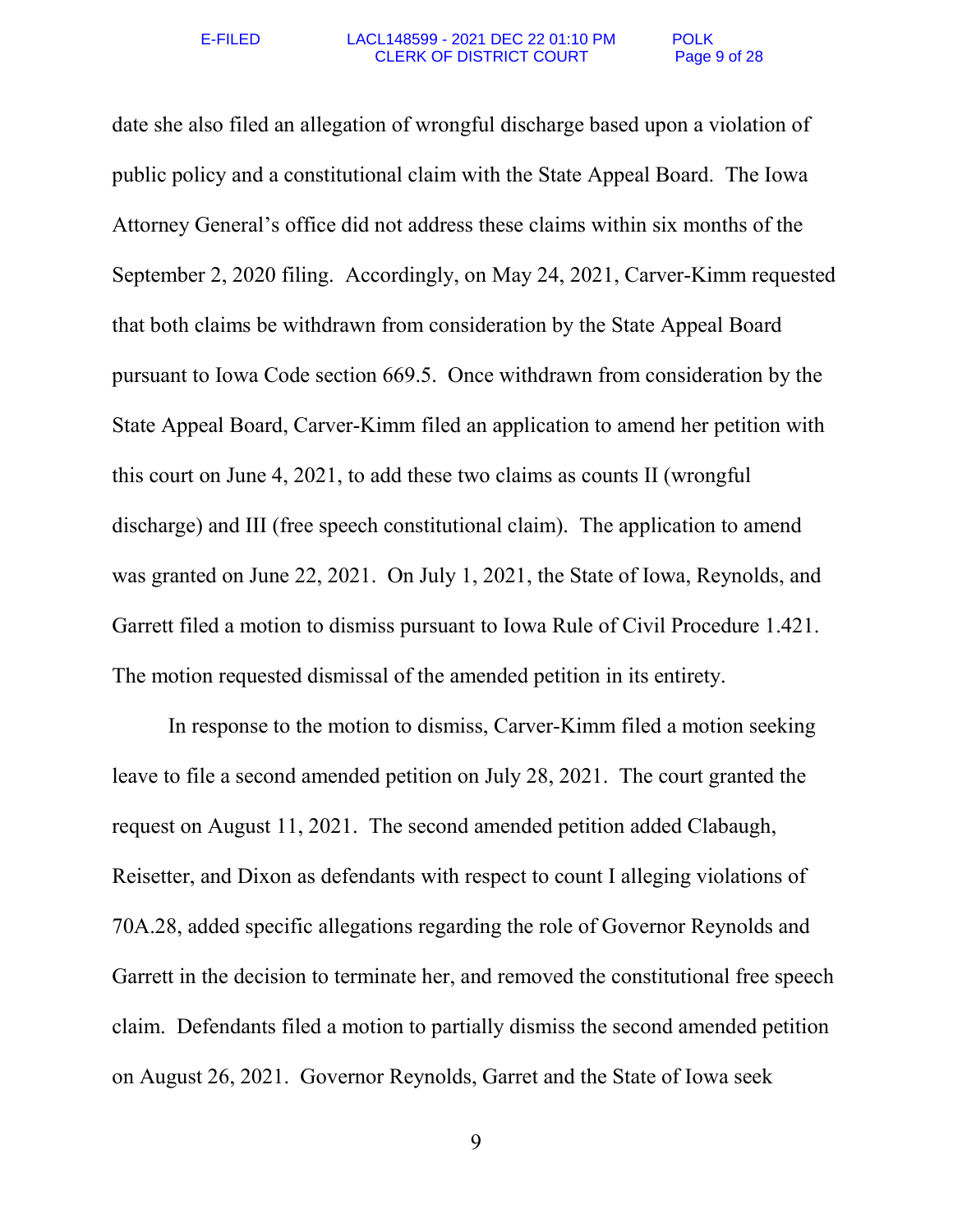date she also filed an allegation of wrongful discharge based upon a violation of public policy and a constitutional claim with the State Appeal Board. The Iowa Attorney General's office did not address these claims within six months of the September 2, 2020 filing. Accordingly, on May 24, 2021, Carver-Kimm requested that both claims be withdrawn from consideration by the State Appeal Board pursuant to Iowa Code section 669.5. Once withdrawn from consideration by the State Appeal Board, Carver-Kimm filed an application to amend her petition with this court on June 4, 2021, to add these two claims as counts II (wrongful discharge) and III (free speech constitutional claim). The application to amend was granted on June 22, 2021. On July 1, 2021, the State of Iowa, Reynolds, and Garrett filed a motion to dismiss pursuant to Iowa Rule of Civil Procedure 1.421. The motion requested dismissal of the amended petition in its entirety.

In response to the motion to dismiss, Carver-Kimm filed a motion seeking leave to file a second amended petition on July 28, 2021. The court granted the request on August 11, 2021. The second amended petition added Clabaugh, Reisetter, and Dixon as defendants with respect to count I alleging violations of 70A.28, added specific allegations regarding the role of Governor Reynolds and Garrett in the decision to terminate her, and removed the constitutional free speech claim. Defendants filed a motion to partially dismiss the second amended petition on August 26, 2021. Governor Reynolds, Garret and the State of Iowa seek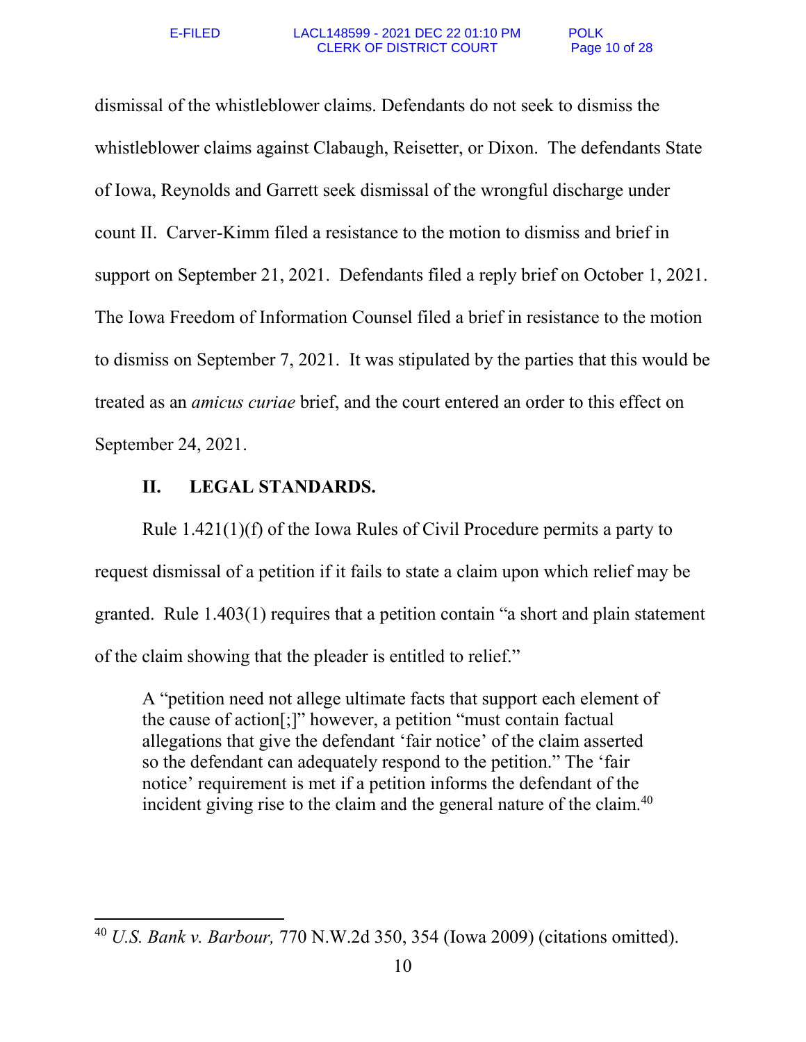dismissal of the whistleblower claims. Defendants do not seek to dismiss the whistleblower claims against Clabaugh, Reisetter, or Dixon. The defendants State of Iowa, Reynolds and Garrett seek dismissal of the wrongful discharge under count II. Carver-Kimm filed a resistance to the motion to dismiss and brief in support on September 21, 2021. Defendants filed a reply brief on October 1, 2021. The Iowa Freedom of Information Counsel filed a brief in resistance to the motion to dismiss on September 7, 2021. It was stipulated by the parties that this would be treated as an *amicus curiae* brief, and the court entered an order to this effect on September 24, 2021.

## II. LEGAL STANDARDS.

Rule 1.421(1)(f) of the Iowa Rules of Civil Procedure permits a party to request dismissal of a petition if it fails to state a claim upon which relief may be granted. Rule 1.403(1) requires that a petition contain "a short and plain statement of the claim showing that the pleader is entitled to relief."

> A "petition need not allege ultimate facts that support each element of the cause of action[;]" however, a petition "must contain factual allegations that give the defendant 'fair notice' of the claim asserted so the defendant can adequately respond to the petition." The 'fair notice' requirement is met if a petition informs the defendant of the incident giving rise to the claim and the general nature of the claim.[40]

---

[40] *U.S. Bank v. Barbour,* 770 N.W.2d 350, 354 (Iowa 2009) (citations omitted).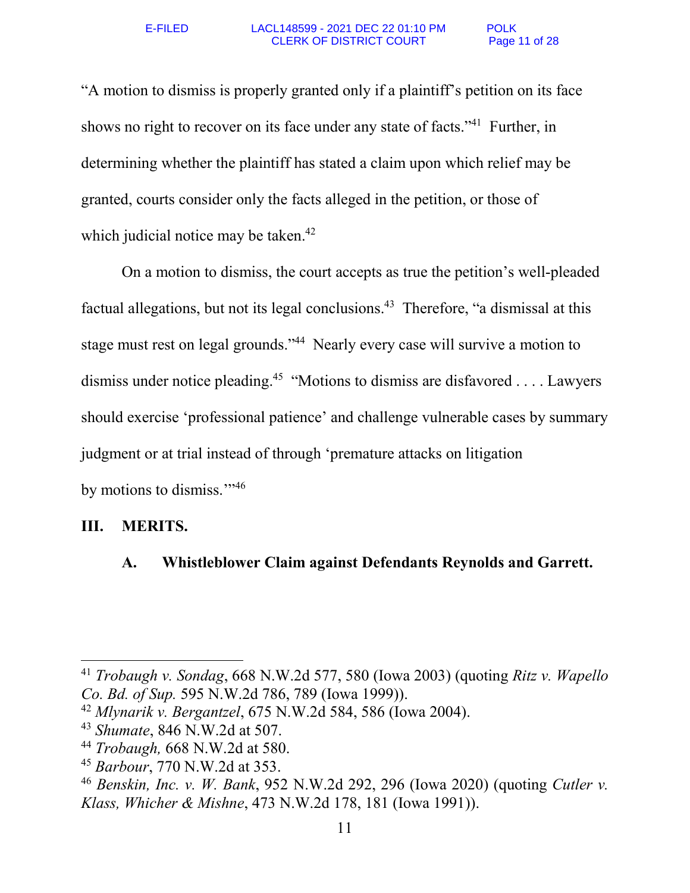"A motion to dismiss is properly granted only if a plaintiff's petition on its face shows no right to recover on its face under any state of facts."[41] Further, in determining whether the plaintiff has stated a claim upon which relief may be granted, courts consider only the facts alleged in the petition, or those of which judicial notice may be taken.[42]

On a motion to dismiss, the court accepts as true the petition's well-pleaded factual allegations, but not its legal conclusions.[43] Therefore, "a dismissal at this stage must rest on legal grounds."[44] Nearly every case will survive a motion to dismiss under notice pleading.[45] "Motions to dismiss are disfavored . . . . Lawyers should exercise 'professional patience' and challenge vulnerable cases by summary judgment or at trial instead of through 'premature attacks on litigation by motions to dismiss.'"[46]

## III. MERITS.

### A. Whistleblower Claim against Defendants Reynolds and Garrett.

---

[41] *Trobaugh v. Sondag*, 668 N.W.2d 577, 580 (Iowa 2003) (quoting *Ritz v. Wapello Co. Bd. of Sup.* 595 N.W.2d 786, 789 (Iowa 1999)).

[42] *Mlynarik v. Bergantzel*, 675 N.W.2d 584, 586 (Iowa 2004).

[43] *Shumate*, 846 N.W.2d at 507.

[44] *Trobaugh,* 668 N.W.2d at 580.

[45] *Barbour*, 770 N.W.2d at 353.

[46] *Benskin, Inc. v. W. Bank*, 952 N.W.2d 292, 296 (Iowa 2020) (quoting *Cutler v. Klass, Whicher & Mishne*, 473 N.W.2d 178, 181 (Iowa 1991)).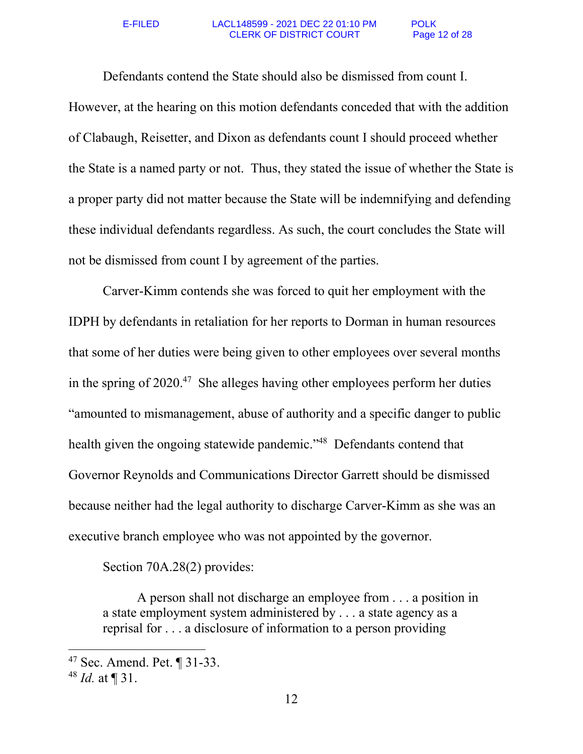Defendants contend the State should also be dismissed from count I. However, at the hearing on this motion defendants conceded that with the addition of Clabaugh, Reisetter, and Dixon as defendants count I should proceed whether the State is a named party or not. Thus, they stated the issue of whether the State is a proper party did not matter because the State will be indemnifying and defending these individual defendants regardless. As such, the court concludes the State will not be dismissed from count I by agreement of the parties.

Carver-Kimm contends she was forced to quit her employment with the IDPH by defendants in retaliation for her reports to Dorman in human resources that some of her duties were being given to other employees over several months in the spring of 2020.[47] She alleges having other employees perform her duties "amounted to mismanagement, abuse of authority and a specific danger to public health given the ongoing statewide pandemic."[48] Defendants contend that Governor Reynolds and Communications Director Garrett should be dismissed because neither had the legal authority to discharge Carver-Kimm as she was an executive branch employee who was not appointed by the governor.

Section 70A.28(2) provides:

> A person shall not discharge an employee from . . . a position in a state employment system administered by . . . a state agency as a reprisal for . . . a disclosure of information to a person providing

---

[47] Sec. Amend. Pet. ¶ 31-33.

[48] *Id.* at ¶ 31.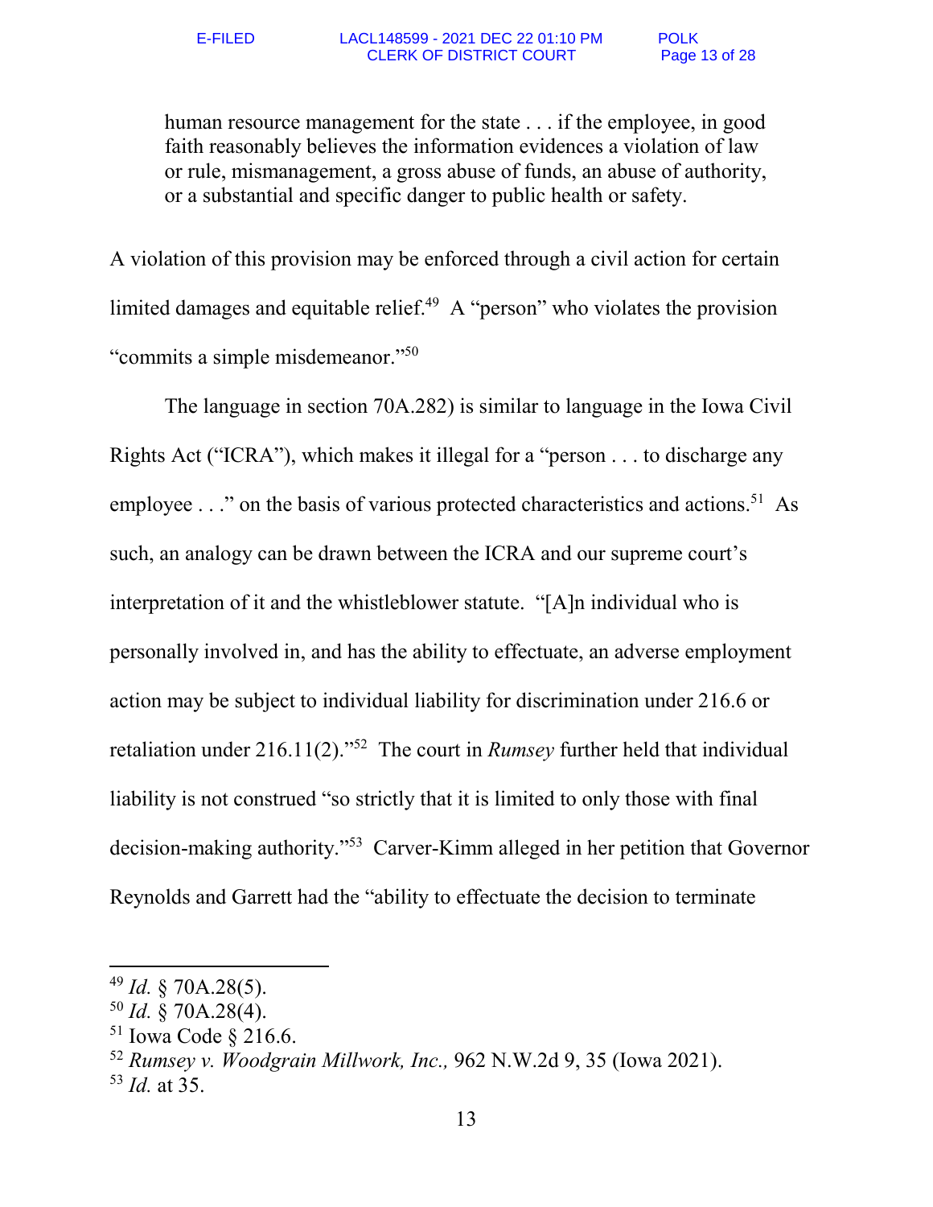> human resource management for the state . . . if the employee, in good faith reasonably believes the information evidences a violation of law or rule, mismanagement, a gross abuse of funds, an abuse of authority, or a substantial and specific danger to public health or safety.

A violation of this provision may be enforced through a civil action for certain limited damages and equitable relief.[49] A "person" who violates the provision "commits a simple misdemeanor."[50]

The language in section 70A.282) is similar to language in the Iowa Civil Rights Act ("ICRA"), which makes it illegal for a "person . . . to discharge any employee . . ." on the basis of various protected characteristics and actions.[51] As such, an analogy can be drawn between the ICRA and our supreme court's interpretation of it and the whistleblower statute. "[A]n individual who is personally involved in, and has the ability to effectuate, an adverse employment action may be subject to individual liability for discrimination under 216.6 or retaliation under 216.11(2)."[52] The court in *Rumsey* further held that individual liability is not construed "so strictly that it is limited to only those with final decision-making authority."[53] Carver-Kimm alleged in her petition that Governor Reynolds and Garrett had the "ability to effectuate the decision to terminate

---

[49] *Id.* § 70A.28(5).
[50] *Id.* § 70A.28(4).
[51] Iowa Code § 216.6.
[52] *Rumsey v. Woodgrain Millwork, Inc.,* 962 N.W.2d 9, 35 (Iowa 2021).
[53] *Id.* at 35.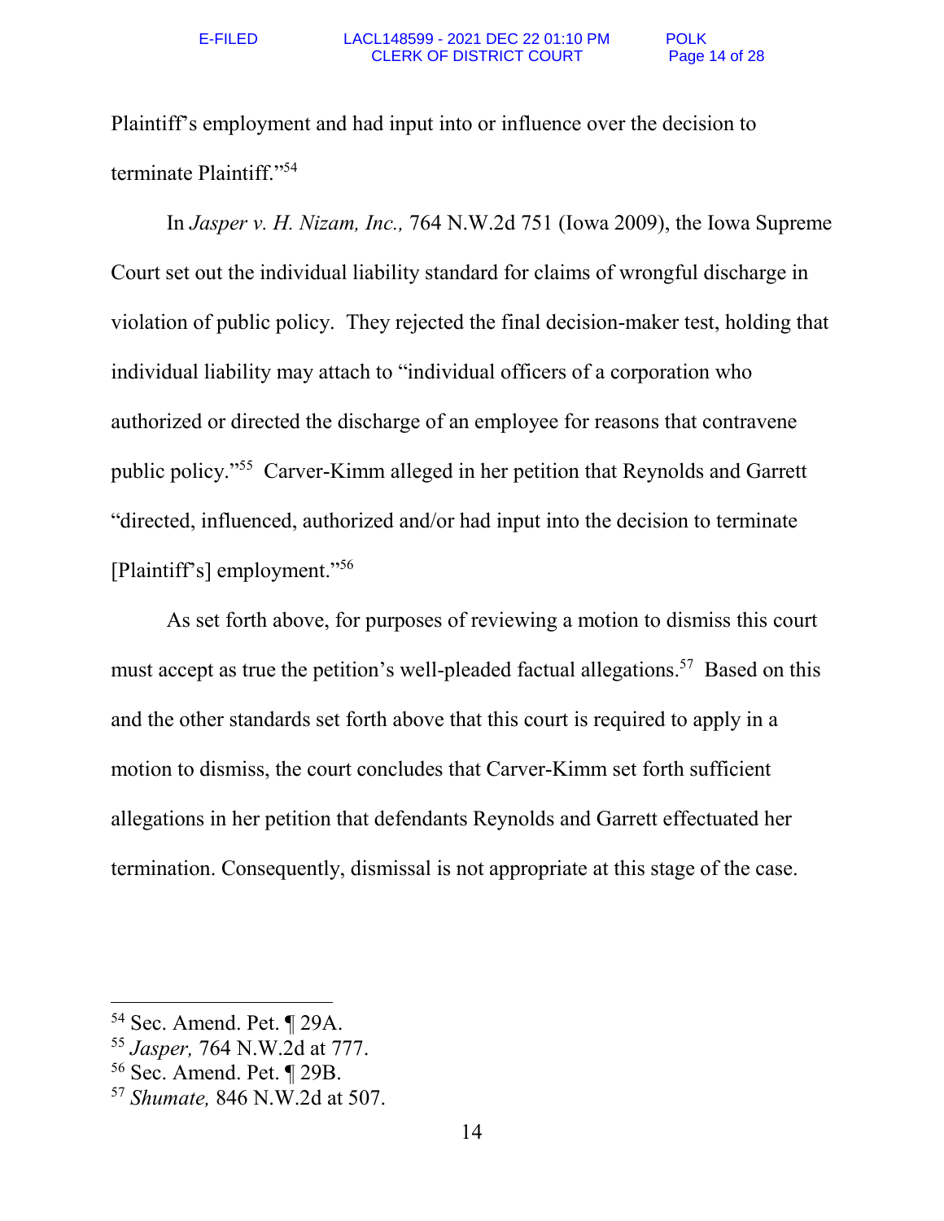Plaintiff's employment and had input into or influence over the decision to terminate Plaintiff."[54]

In *Jasper v. H. Nizam, Inc.,* 764 N.W.2d 751 (Iowa 2009), the Iowa Supreme Court set out the individual liability standard for claims of wrongful discharge in violation of public policy. They rejected the final decision-maker test, holding that individual liability may attach to "individual officers of a corporation who authorized or directed the discharge of an employee for reasons that contravene public policy."[55] Carver-Kimm alleged in her petition that Reynolds and Garrett "directed, influenced, authorized and/or had input into the decision to terminate [Plaintiff's] employment."[56]

As set forth above, for purposes of reviewing a motion to dismiss this court must accept as true the petition's well-pleaded factual allegations.[57] Based on this and the other standards set forth above that this court is required to apply in a motion to dismiss, the court concludes that Carver-Kimm set forth sufficient allegations in her petition that defendants Reynolds and Garrett effectuated her termination. Consequently, dismissal is not appropriate at this stage of the case.

---

[54] Sec. Amend. Pet. ¶ 29A.
[55] *Jasper,* 764 N.W.2d at 777.
[56] Sec. Amend. Pet. ¶ 29B.
[57] *Shumate,* 846 N.W.2d at 507.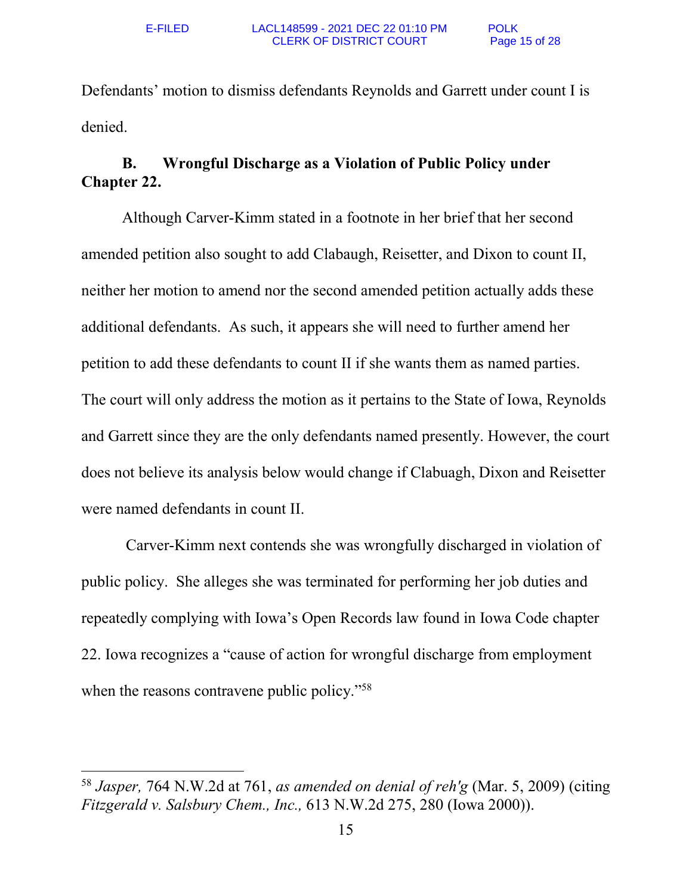Defendants' motion to dismiss defendants Reynolds and Garrett under count I is denied.

### B. Wrongful Discharge as a Violation of Public Policy under Chapter 22.

Although Carver-Kimm stated in a footnote in her brief that her second amended petition also sought to add Clabaugh, Reisetter, and Dixon to count II, neither her motion to amend nor the second amended petition actually adds these additional defendants. As such, it appears she will need to further amend her petition to add these defendants to count II if she wants them as named parties. The court will only address the motion as it pertains to the State of Iowa, Reynolds and Garrett since they are the only defendants named presently. However, the court does not believe its analysis below would change if Clabuagh, Dixon and Reisetter were named defendants in count II.

Carver-Kimm next contends she was wrongfully discharged in violation of public policy. She alleges she was terminated for performing her job duties and repeatedly complying with Iowa's Open Records law found in Iowa Code chapter 22. Iowa recognizes a "cause of action for wrongful discharge from employment when the reasons contravene public policy."[58]

---

[58] *Jasper,* 764 N.W.2d at 761, *as amended on denial of reh'g* (Mar. 5, 2009) (citing *Fitzgerald v. Salsbury Chem., Inc.,* 613 N.W.2d 275, 280 (Iowa 2000)).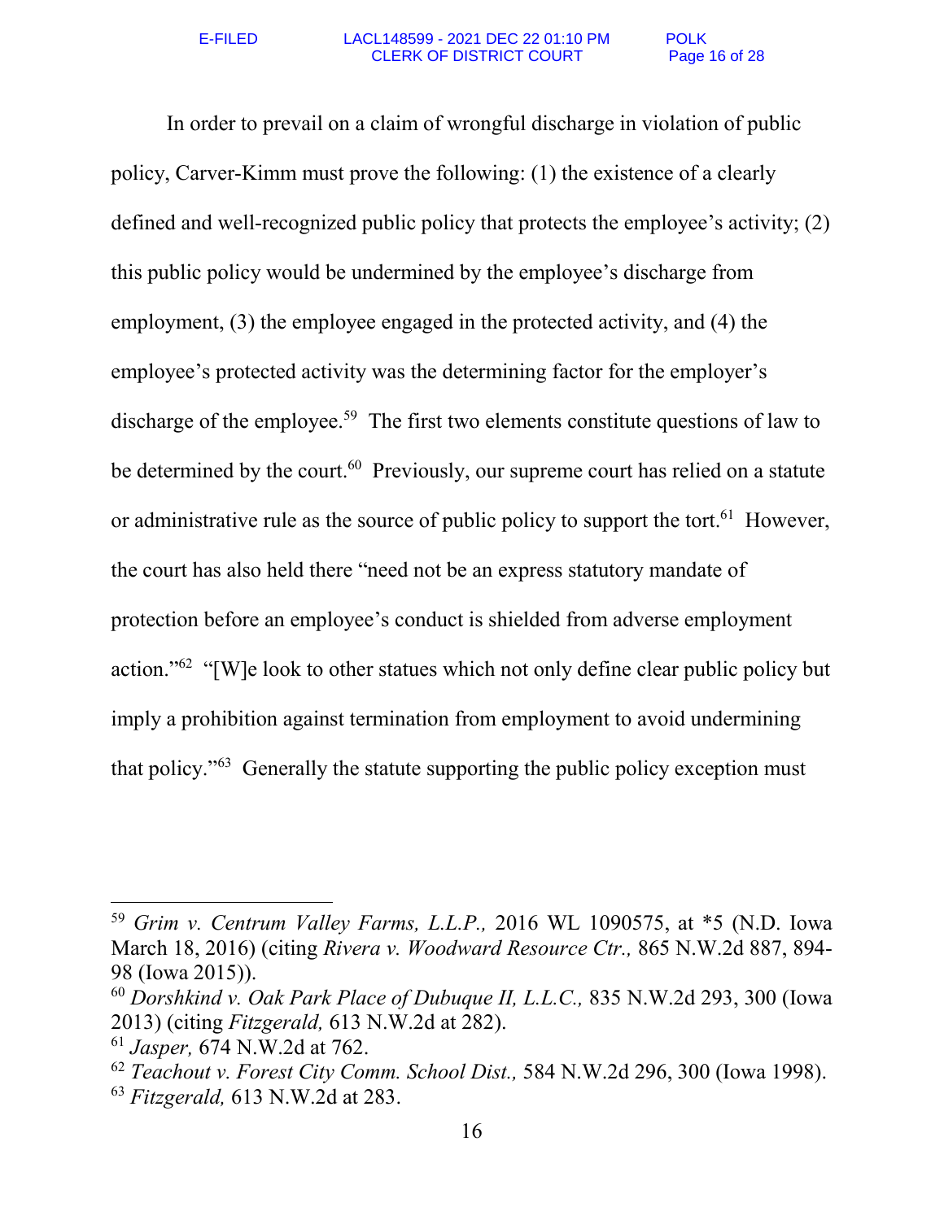In order to prevail on a claim of wrongful discharge in violation of public policy, Carver-Kimm must prove the following: (1) the existence of a clearly defined and well-recognized public policy that protects the employee's activity; (2) this public policy would be undermined by the employee's discharge from employment, (3) the employee engaged in the protected activity, and (4) the employee's protected activity was the determining factor for the employer's discharge of the employee.[59] The first two elements constitute questions of law to be determined by the court.[60] Previously, our supreme court has relied on a statute or administrative rule as the source of public policy to support the tort.[61] However, the court has also held there "need not be an express statutory mandate of protection before an employee's conduct is shielded from adverse employment action."[62] "[W]e look to other statues which not only define clear public policy but imply a prohibition against termination from employment to avoid undermining that policy."[63] Generally the statute supporting the public policy exception must

---

[59] *Grim v. Centrum Valley Farms, L.L.P.,* 2016 WL 1090575, at *5 (N.D. Iowa March 18, 2016) (citing *Rivera v. Woodward Resource Ctr.,* 865 N.W.2d 887, 894-98 (Iowa 2015)).

[60] *Dorshkind v. Oak Park Place of Dubuque II, L.L.C.,* 835 N.W.2d 293, 300 (Iowa 2013) (citing *Fitzgerald,* 613 N.W.2d at 282).

[61] *Jasper,* 674 N.W.2d at 762.

[62] *Teachout v. Forest City Comm. School Dist.,* 584 N.W.2d 296, 300 (Iowa 1998).

[63] *Fitzgerald,* 613 N.W.2d at 283.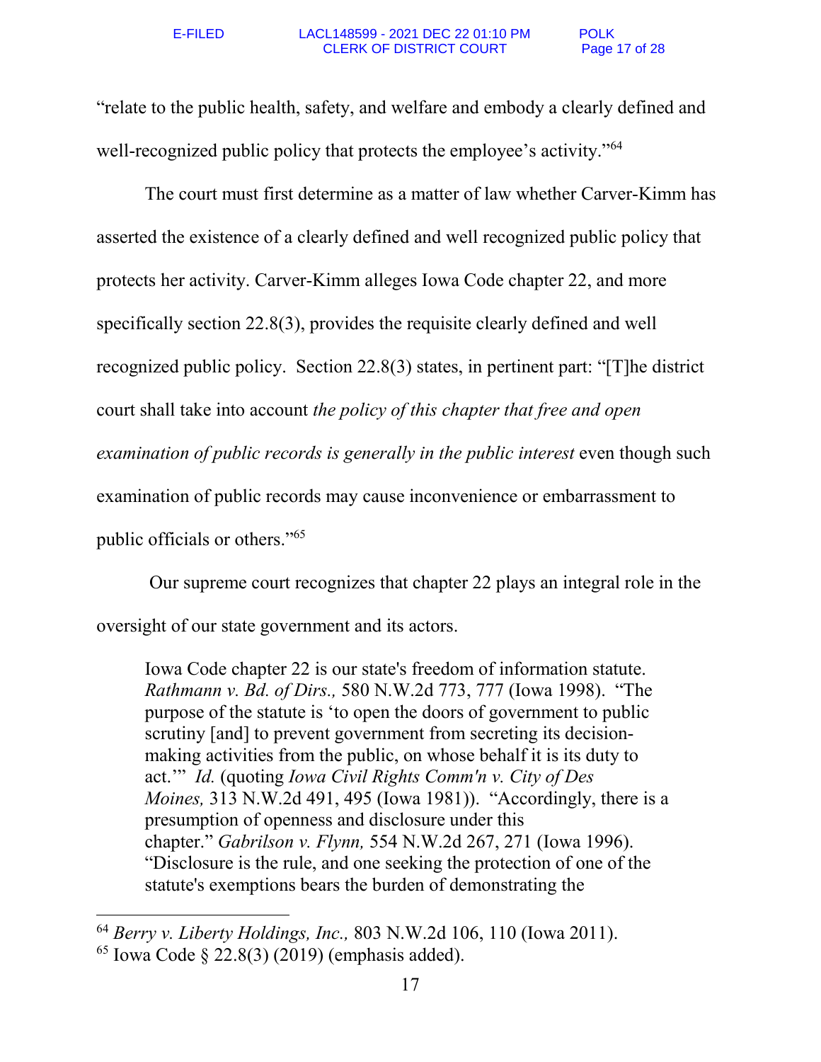"relate to the public health, safety, and welfare and embody a clearly defined and well-recognized public policy that protects the employee's activity."[64]

The court must first determine as a matter of law whether Carver-Kimm has asserted the existence of a clearly defined and well recognized public policy that protects her activity. Carver-Kimm alleges Iowa Code chapter 22, and more specifically section 22.8(3), provides the requisite clearly defined and well recognized public policy. Section 22.8(3) states, in pertinent part: "[T]he district court shall take into account *the policy of this chapter that free and open examination of public records is generally in the public interest* even though such examination of public records may cause inconvenience or embarrassment to public officials or others."[65]

Our supreme court recognizes that chapter 22 plays an integral role in the oversight of our state government and its actors.

> Iowa Code chapter 22 is our state's freedom of information statute. *Rathmann v. Bd. of Dirs.,* 580 N.W.2d 773, 777 (Iowa 1998). "The purpose of the statute is 'to open the doors of government to public scrutiny [and] to prevent government from secreting its decision-making activities from the public, on whose behalf it is its duty to act.'" *Id.* (quoting *Iowa Civil Rights Comm'n v. City of Des Moines,* 313 N.W.2d 491, 495 (Iowa 1981)). "Accordingly, there is a presumption of openness and disclosure under this chapter." *Gabrilson v. Flynn,* 554 N.W.2d 267, 271 (Iowa 1996). "Disclosure is the rule, and one seeking the protection of one of the statute's exemptions bears the burden of demonstrating the

---

[64] *Berry v. Liberty Holdings, Inc.,* 803 N.W.2d 106, 110 (Iowa 2011).

[65] Iowa Code § 22.8(3) (2019) (emphasis added).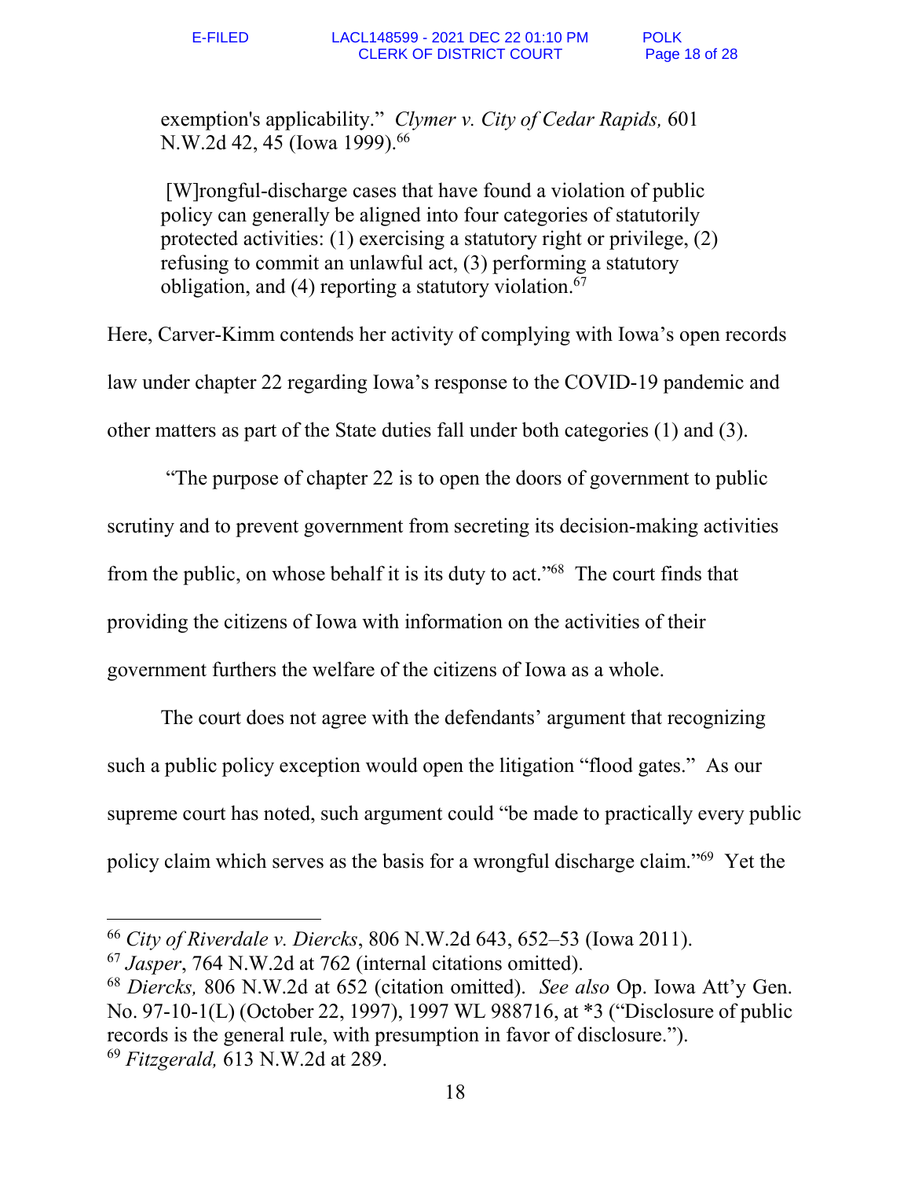exemption's applicability." *Clymer v. City of Cedar Rapids,* 601 N.W.2d 42, 45 (Iowa 1999).[66]

> [W]rongful-discharge cases that have found a violation of public policy can generally be aligned into four categories of statutorily protected activities: (1) exercising a statutory right or privilege, (2) refusing to commit an unlawful act, (3) performing a statutory obligation, and (4) reporting a statutory violation.[67]

Here, Carver-Kimm contends her activity of complying with Iowa's open records law under chapter 22 regarding Iowa's response to the COVID-19 pandemic and other matters as part of the State duties fall under both categories (1) and (3).

"The purpose of chapter 22 is to open the doors of government to public scrutiny and to prevent government from secreting its decision-making activities from the public, on whose behalf it is its duty to act."[68] The court finds that providing the citizens of Iowa with information on the activities of their government furthers the welfare of the citizens of Iowa as a whole.

The court does not agree with the defendants' argument that recognizing such a public policy exception would open the litigation "flood gates." As our supreme court has noted, such argument could "be made to practically every public policy claim which serves as the basis for a wrongful discharge claim."[69] Yet the

---

[66] *City of Riverdale v. Diercks*, 806 N.W.2d 643, 652–53 (Iowa 2011).

[67] *Jasper*, 764 N.W.2d at 762 (internal citations omitted).

[68] *Diercks,* 806 N.W.2d at 652 (citation omitted). *See also* Op. Iowa Att'y Gen. No. 97-10-1(L) (October 22, 1997), 1997 WL 988716, at *3 ("Disclosure of public records is the general rule, with presumption in favor of disclosure.").

[69] *Fitzgerald,* 613 N.W.2d at 289.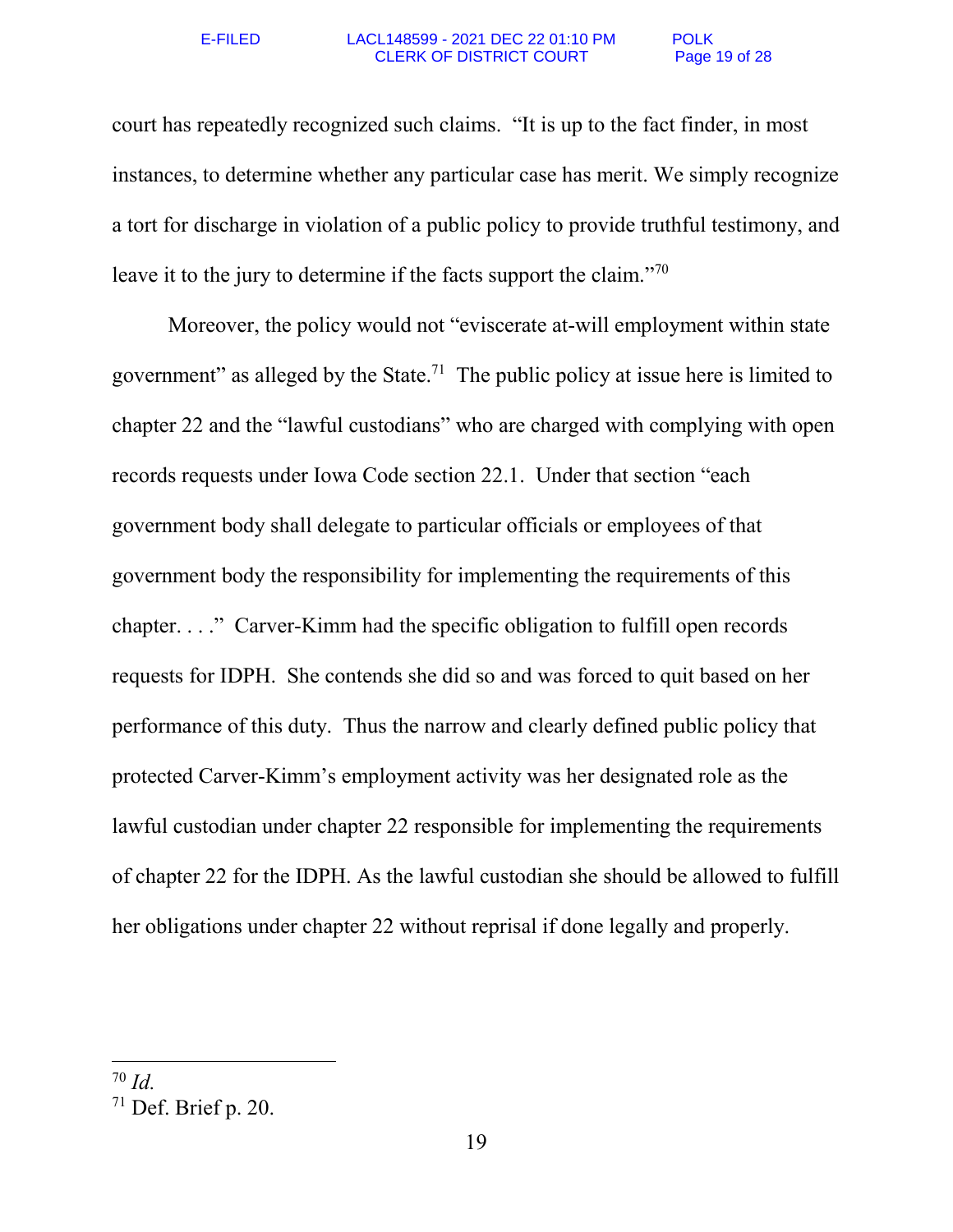court has repeatedly recognized such claims. "It is up to the fact finder, in most instances, to determine whether any particular case has merit. We simply recognize a tort for discharge in violation of a public policy to provide truthful testimony, and leave it to the jury to determine if the facts support the claim."[70]

Moreover, the policy would not "eviscerate at-will employment within state government" as alleged by the State.[71] The public policy at issue here is limited to chapter 22 and the "lawful custodians" who are charged with complying with open records requests under Iowa Code section 22.1. Under that section "each government body shall delegate to particular officials or employees of that government body the responsibility for implementing the requirements of this chapter. . . ." Carver-Kimm had the specific obligation to fulfill open records requests for IDPH. She contends she did so and was forced to quit based on her performance of this duty. Thus the narrow and clearly defined public policy that protected Carver-Kimm's employment activity was her designated role as the lawful custodian under chapter 22 responsible for implementing the requirements of chapter 22 for the IDPH. As the lawful custodian she should be allowed to fulfill her obligations under chapter 22 without reprisal if done legally and properly.

---

[70] *Id.*

[71] Def. Brief p. 20.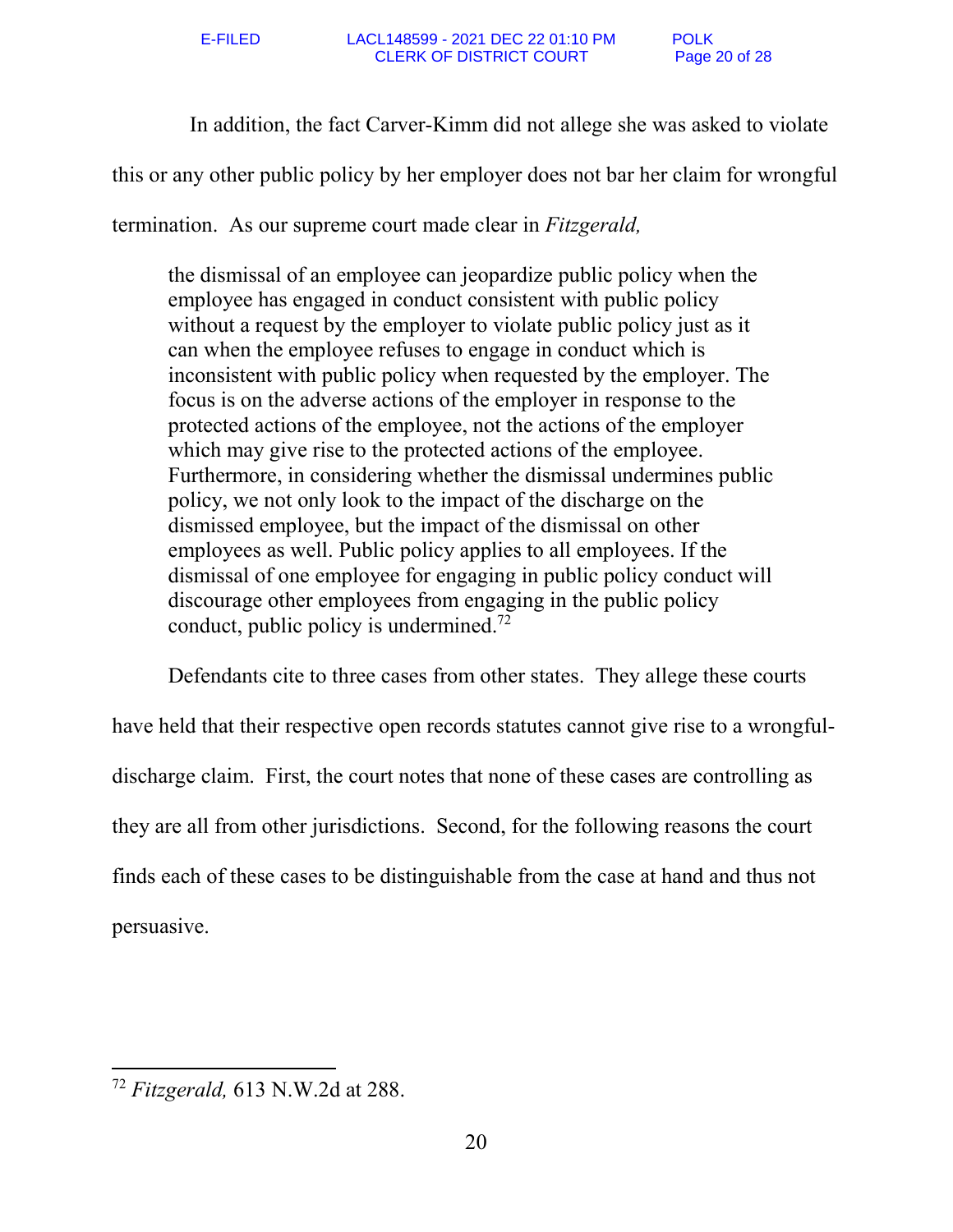In addition, the fact Carver-Kimm did not allege she was asked to violate this or any other public policy by her employer does not bar her claim for wrongful termination. As our supreme court made clear in *Fitzgerald,*

> the dismissal of an employee can jeopardize public policy when the employee has engaged in conduct consistent with public policy without a request by the employer to violate public policy just as it can when the employee refuses to engage in conduct which is inconsistent with public policy when requested by the employer. The focus is on the adverse actions of the employer in response to the protected actions of the employee, not the actions of the employer which may give rise to the protected actions of the employee. Furthermore, in considering whether the dismissal undermines public policy, we not only look to the impact of the discharge on the dismissed employee, but the impact of the dismissal on other employees as well. Public policy applies to all employees. If the dismissal of one employee for engaging in public policy conduct will discourage other employees from engaging in the public policy conduct, public policy is undermined.[72]

Defendants cite to three cases from other states. They allege these courts have held that their respective open records statutes cannot give rise to a wrongful-discharge claim. First, the court notes that none of these cases are controlling as they are all from other jurisdictions. Second, for the following reasons the court finds each of these cases to be distinguishable from the case at hand and thus not persuasive.

---

[72] *Fitzgerald,* 613 N.W.2d at 288.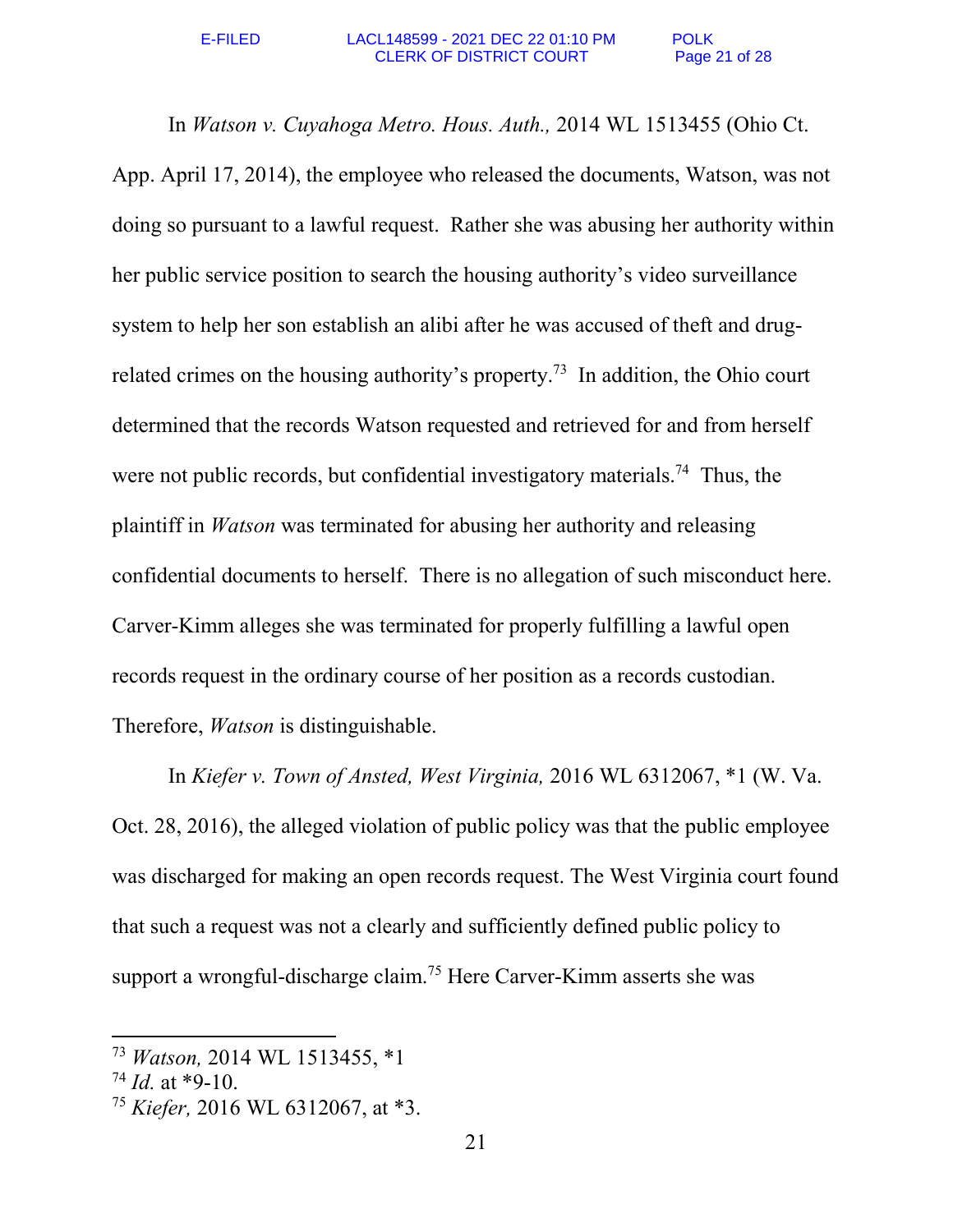In *Watson v. Cuyahoga Metro. Hous. Auth.,* 2014 WL 1513455 (Ohio Ct. App. April 17, 2014), the employee who released the documents, Watson, was not doing so pursuant to a lawful request. Rather she was abusing her authority within her public service position to search the housing authority's video surveillance system to help her son establish an alibi after he was accused of theft and drug-related crimes on the housing authority's property.[73] In addition, the Ohio court determined that the records Watson requested and retrieved for and from herself were not public records, but confidential investigatory materials.[74] Thus, the plaintiff in *Watson* was terminated for abusing her authority and releasing confidential documents to herself. There is no allegation of such misconduct here. Carver-Kimm alleges she was terminated for properly fulfilling a lawful open records request in the ordinary course of her position as a records custodian. Therefore, *Watson* is distinguishable.

In *Kiefer v. Town of Ansted, West Virginia,* 2016 WL 6312067, *1 (W. Va. Oct. 28, 2016), the alleged violation of public policy was that the public employee was discharged for making an open records request. The West Virginia court found that such a request was not a clearly and sufficiently defined public policy to support a wrongful-discharge claim.[75] Here Carver-Kimm asserts she was

---

[73] *Watson,* 2014 WL 1513455, *1

[74] *Id.* at *9-10.

[75] *Kiefer,* 2016 WL 6312067, at *3.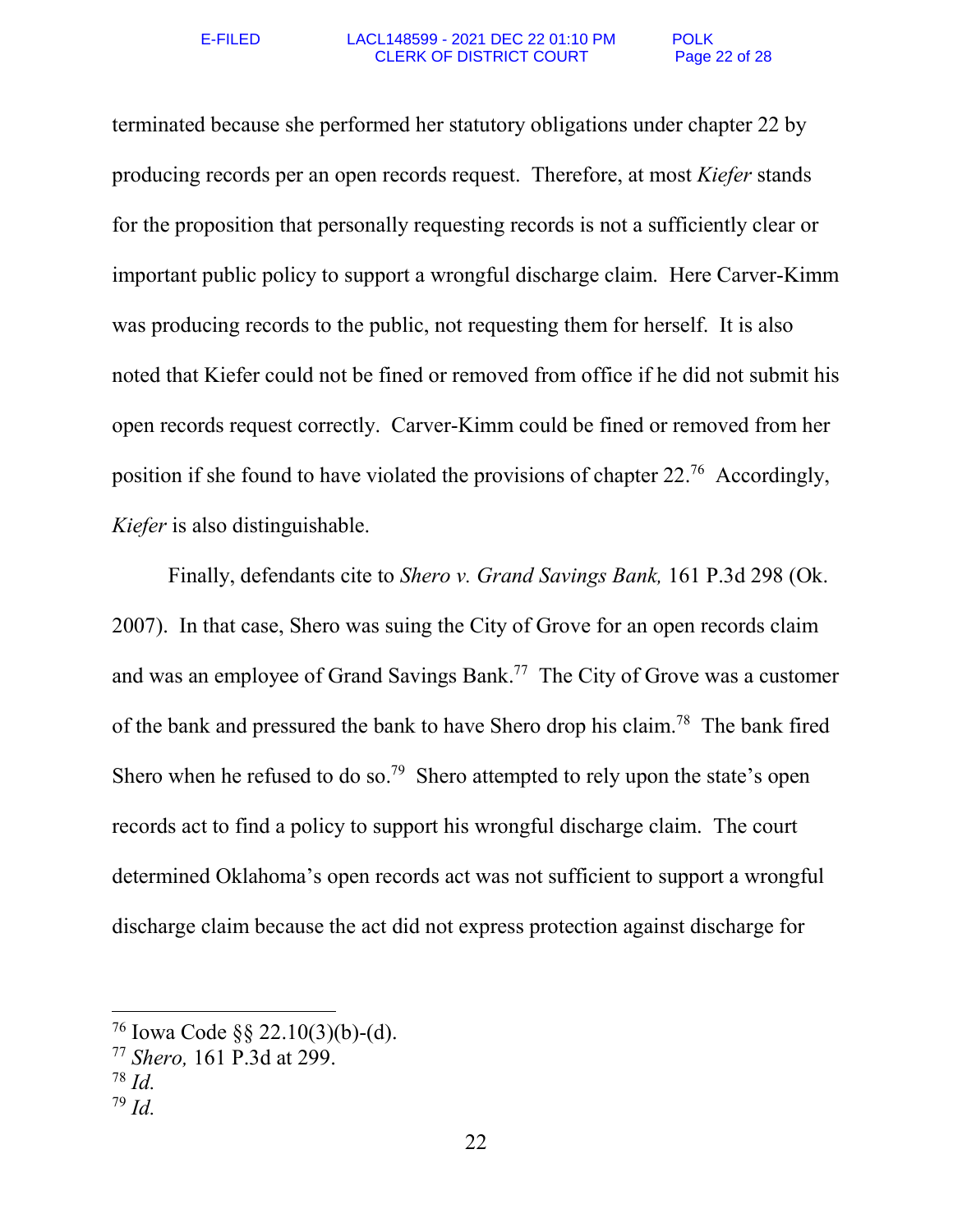terminated because she performed her statutory obligations under chapter 22 by producing records per an open records request. Therefore, at most *Kiefer* stands for the proposition that personally requesting records is not a sufficiently clear or important public policy to support a wrongful discharge claim. Here Carver-Kimm was producing records to the public, not requesting them for herself. It is also noted that Kiefer could not be fined or removed from office if he did not submit his open records request correctly. Carver-Kimm could be fined or removed from her position if she found to have violated the provisions of chapter 22.[76] Accordingly, *Kiefer* is also distinguishable.

Finally, defendants cite to *Shero v. Grand Savings Bank,* 161 P.3d 298 (Ok. 2007). In that case, Shero was suing the City of Grove for an open records claim and was an employee of Grand Savings Bank.[77] The City of Grove was a customer of the bank and pressured the bank to have Shero drop his claim.[78] The bank fired Shero when he refused to do so.[79] Shero attempted to rely upon the state's open records act to find a policy to support his wrongful discharge claim. The court determined Oklahoma's open records act was not sufficient to support a wrongful discharge claim because the act did not express protection against discharge for

---

[76] Iowa Code §§ 22.10(3)(b)-(d).

[77] *Shero,* 161 P.3d at 299.

[78] *Id.*

[79] *Id.*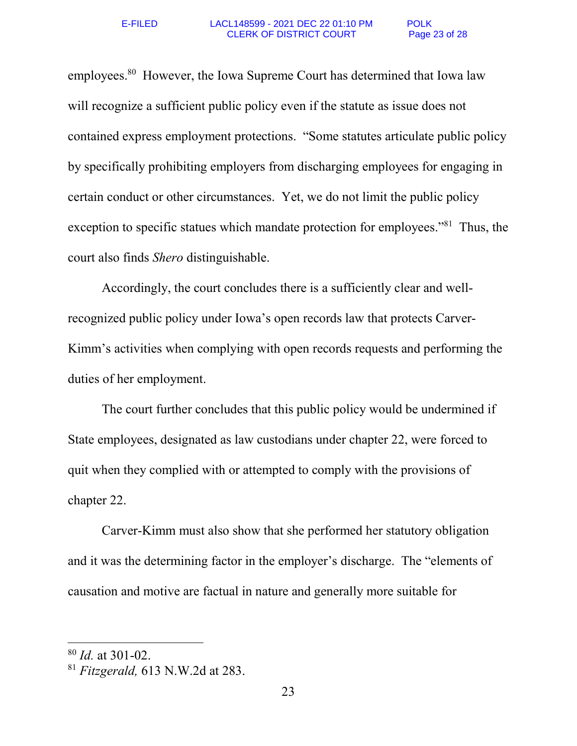employees.[80] However, the Iowa Supreme Court has determined that Iowa law will recognize a sufficient public policy even if the statute as issue does not contained express employment protections. "Some statutes articulate public policy by specifically prohibiting employers from discharging employees for engaging in certain conduct or other circumstances. Yet, we do not limit the public policy exception to specific statues which mandate protection for employees."[81] Thus, the court also finds *Shero* distinguishable.

Accordingly, the court concludes there is a sufficiently clear and well-recognized public policy under Iowa's open records law that protects Carver-Kimm's activities when complying with open records requests and performing the duties of her employment.

The court further concludes that this public policy would be undermined if State employees, designated as law custodians under chapter 22, were forced to quit when they complied with or attempted to comply with the provisions of chapter 22.

Carver-Kimm must also show that she performed her statutory obligation and it was the determining factor in the employer's discharge. The "elements of causation and motive are factual in nature and generally more suitable for

---

[80] *Id.* at 301-02.

[81] *Fitzgerald,* 613 N.W.2d at 283.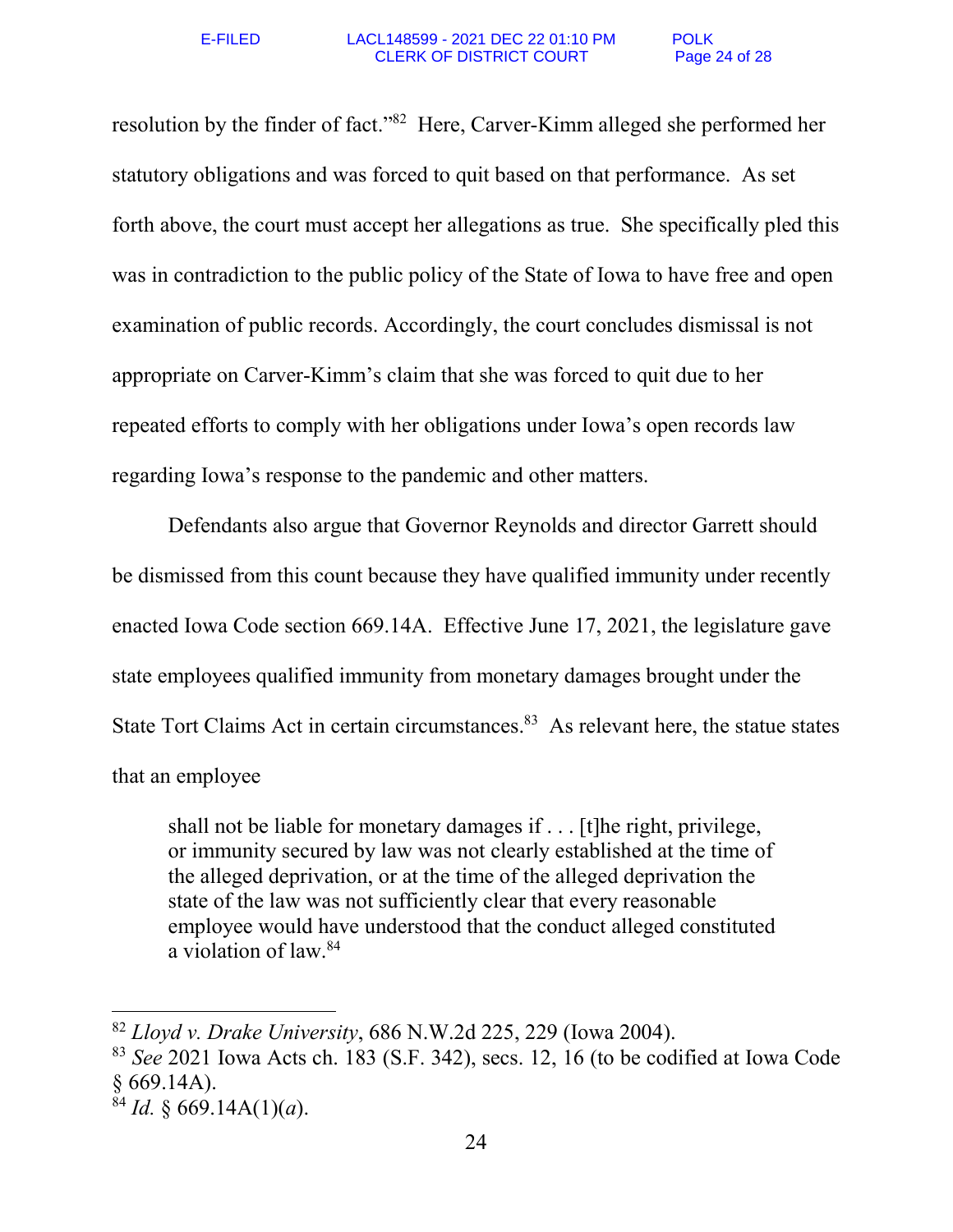resolution by the finder of fact."[82] Here, Carver-Kimm alleged she performed her statutory obligations and was forced to quit based on that performance. As set forth above, the court must accept her allegations as true. She specifically pled this was in contradiction to the public policy of the State of Iowa to have free and open examination of public records. Accordingly, the court concludes dismissal is not appropriate on Carver-Kimm's claim that she was forced to quit due to her repeated efforts to comply with her obligations under Iowa's open records law regarding Iowa's response to the pandemic and other matters.

Defendants also argue that Governor Reynolds and director Garrett should be dismissed from this count because they have qualified immunity under recently enacted Iowa Code section 669.14A. Effective June 17, 2021, the legislature gave state employees qualified immunity from monetary damages brought under the State Tort Claims Act in certain circumstances.[83] As relevant here, the statue states that an employee

> shall not be liable for monetary damages if . . . [t]he right, privilege, or immunity secured by law was not clearly established at the time of the alleged deprivation, or at the time of the alleged deprivation the state of the law was not sufficiently clear that every reasonable employee would have understood that the conduct alleged constituted a violation of law.[84]

---

[82] *Lloyd v. Drake University*, 686 N.W.2d 225, 229 (Iowa 2004).

[83] *See* 2021 Iowa Acts ch. 183 (S.F. 342), secs. 12, 16 (to be codified at Iowa Code § 669.14A).

[84] *Id.* § 669.14A(1)(*a*).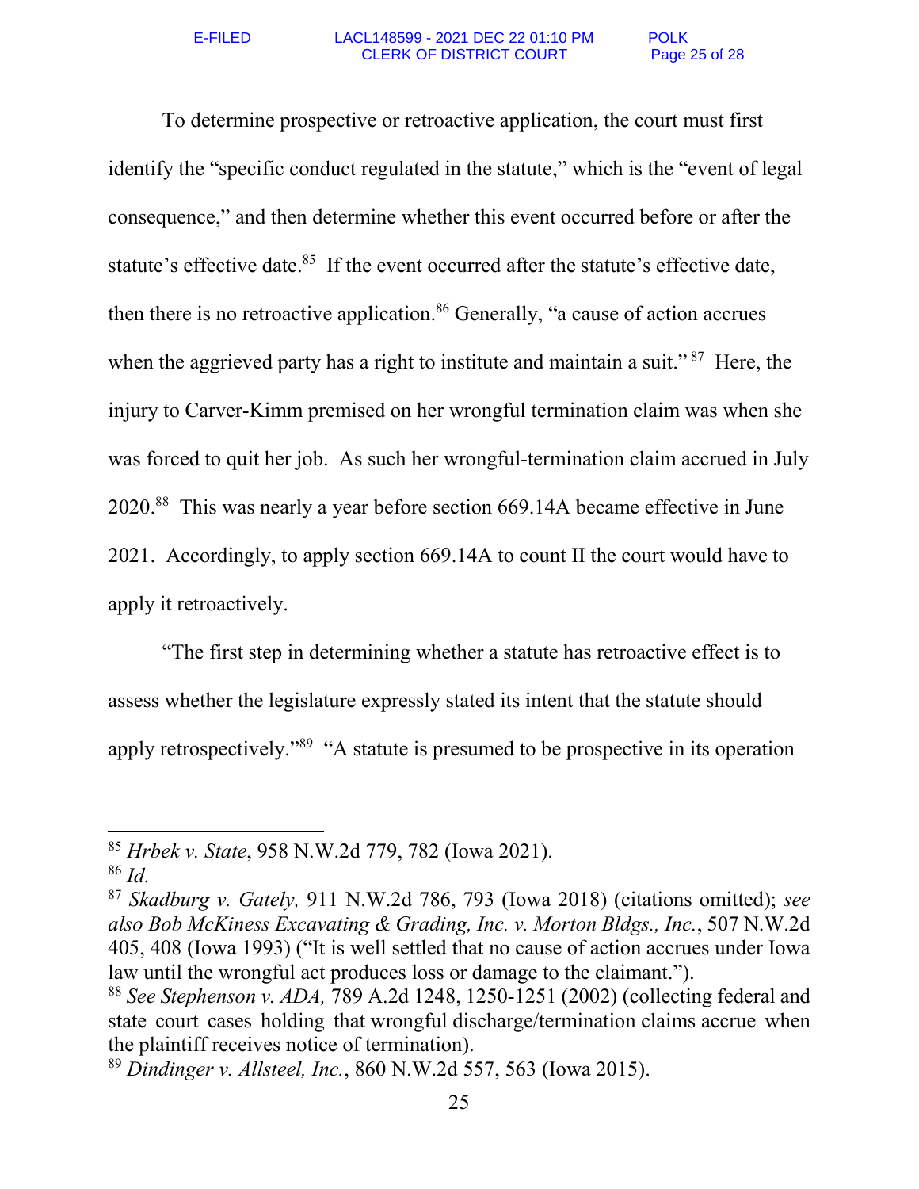To determine prospective or retroactive application, the court must first identify the "specific conduct regulated in the statute," which is the "event of legal consequence," and then determine whether this event occurred before or after the statute's effective date.[85] If the event occurred after the statute's effective date, then there is no retroactive application.[86] Generally, "a cause of action accrues when the aggrieved party has a right to institute and maintain a suit."[87] Here, the injury to Carver-Kimm premised on her wrongful termination claim was when she was forced to quit her job. As such her wrongful-termination claim accrued in July 2020.[88] This was nearly a year before section 669.14A became effective in June 2021. Accordingly, to apply section 669.14A to count II the court would have to apply it retroactively.

"The first step in determining whether a statute has retroactive effect is to assess whether the legislature expressly stated its intent that the statute should apply retrospectively."[89] "A statute is presumed to be prospective in its operation

---

[85] *Hrbek v. State*, 958 N.W.2d 779, 782 (Iowa 2021).

[86] *Id.*

[87] *Skadburg v. Gately,* 911 N.W.2d 786, 793 (Iowa 2018) (citations omitted); *see also Bob McKiness Excavating & Grading, Inc. v. Morton Bldgs., Inc.*, 507 N.W.2d 405, 408 (Iowa 1993) ("It is well settled that no cause of action accrues under Iowa law until the wrongful act produces loss or damage to the claimant.").

[88] *See Stephenson v. ADA,* 789 A.2d 1248, 1250-1251 (2002) (collecting federal and state court cases holding that wrongful discharge/termination claims accrue when the plaintiff receives notice of termination).

[89] *Dindinger v. Allsteel, Inc.*, 860 N.W.2d 557, 563 (Iowa 2015).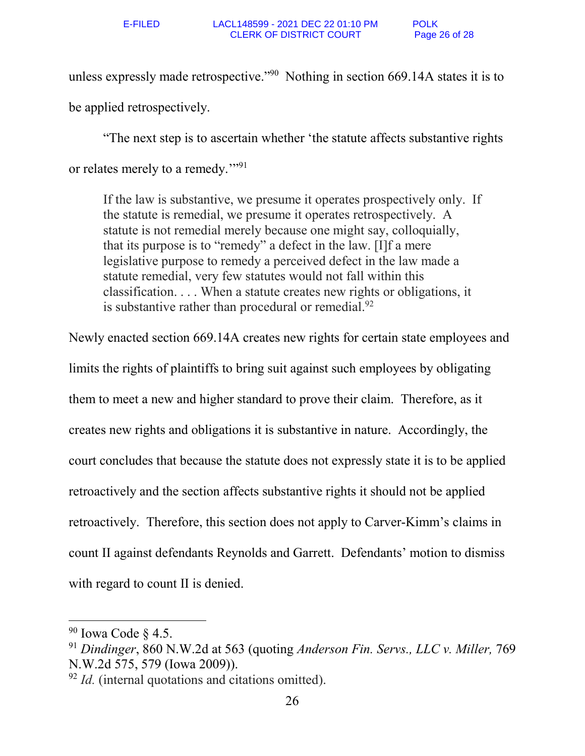unless expressly made retrospective."[90] Nothing in section 669.14A states it is to be applied retrospectively.

"The next step is to ascertain whether 'the statute affects substantive rights or relates merely to a remedy.'"[91]

> If the law is substantive, we presume it operates prospectively only. If the statute is remedial, we presume it operates retrospectively. A statute is not remedial merely because one might say, colloquially, that its purpose is to "remedy" a defect in the law. [I]f a mere legislative purpose to remedy a perceived defect in the law made a statute remedial, very few statutes would not fall within this classification. . . . When a statute creates new rights or obligations, it is substantive rather than procedural or remedial.[92]

Newly enacted section 669.14A creates new rights for certain state employees and limits the rights of plaintiffs to bring suit against such employees by obligating them to meet a new and higher standard to prove their claim. Therefore, as it creates new rights and obligations it is substantive in nature. Accordingly, the court concludes that because the statute does not expressly state it is to be applied retroactively and the section affects substantive rights it should not be applied retroactively. Therefore, this section does not apply to Carver-Kimm's claims in count II against defendants Reynolds and Garrett. Defendants' motion to dismiss with regard to count II is denied.

---

[90] Iowa Code § 4.5.

[91] *Dindinger*, 860 N.W.2d at 563 (quoting *Anderson Fin. Servs., LLC v. Miller,* 769 N.W.2d 575, 579 (Iowa 2009)).

[92] *Id.* (internal quotations and citations omitted).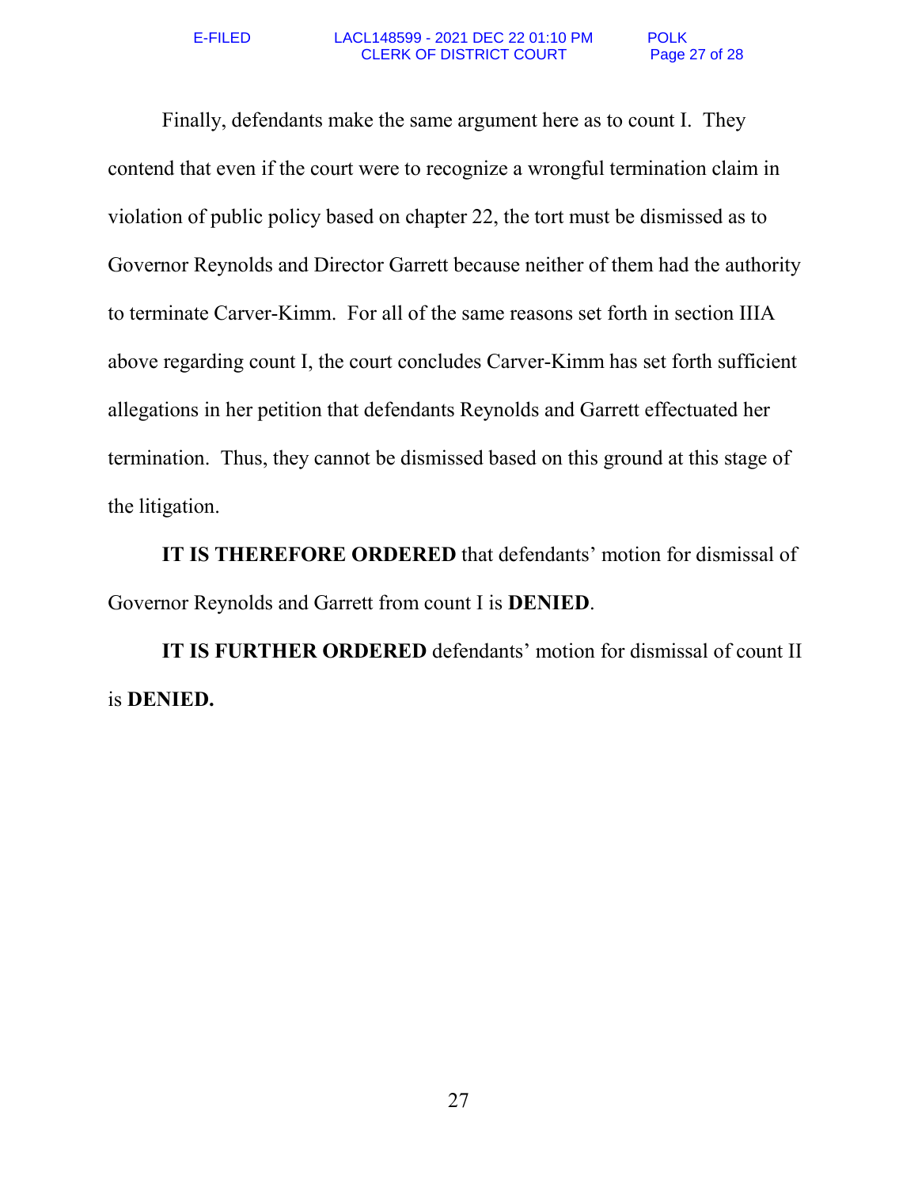Finally, defendants make the same argument here as to count I. They contend that even if the court were to recognize a wrongful termination claim in violation of public policy based on chapter 22, the tort must be dismissed as to Governor Reynolds and Director Garrett because neither of them had the authority to terminate Carver-Kimm. For all of the same reasons set forth in section IIIA above regarding count I, the court concludes Carver-Kimm has set forth sufficient allegations in her petition that defendants Reynolds and Garrett effectuated her termination. Thus, they cannot be dismissed based on this ground at this stage of the litigation.

**IT IS THEREFORE ORDERED** that defendants' motion for dismissal of Governor Reynolds and Garrett from count I is **DENIED**.

**IT IS FURTHER ORDERED** defendants' motion for dismissal of count II is **DENIED.**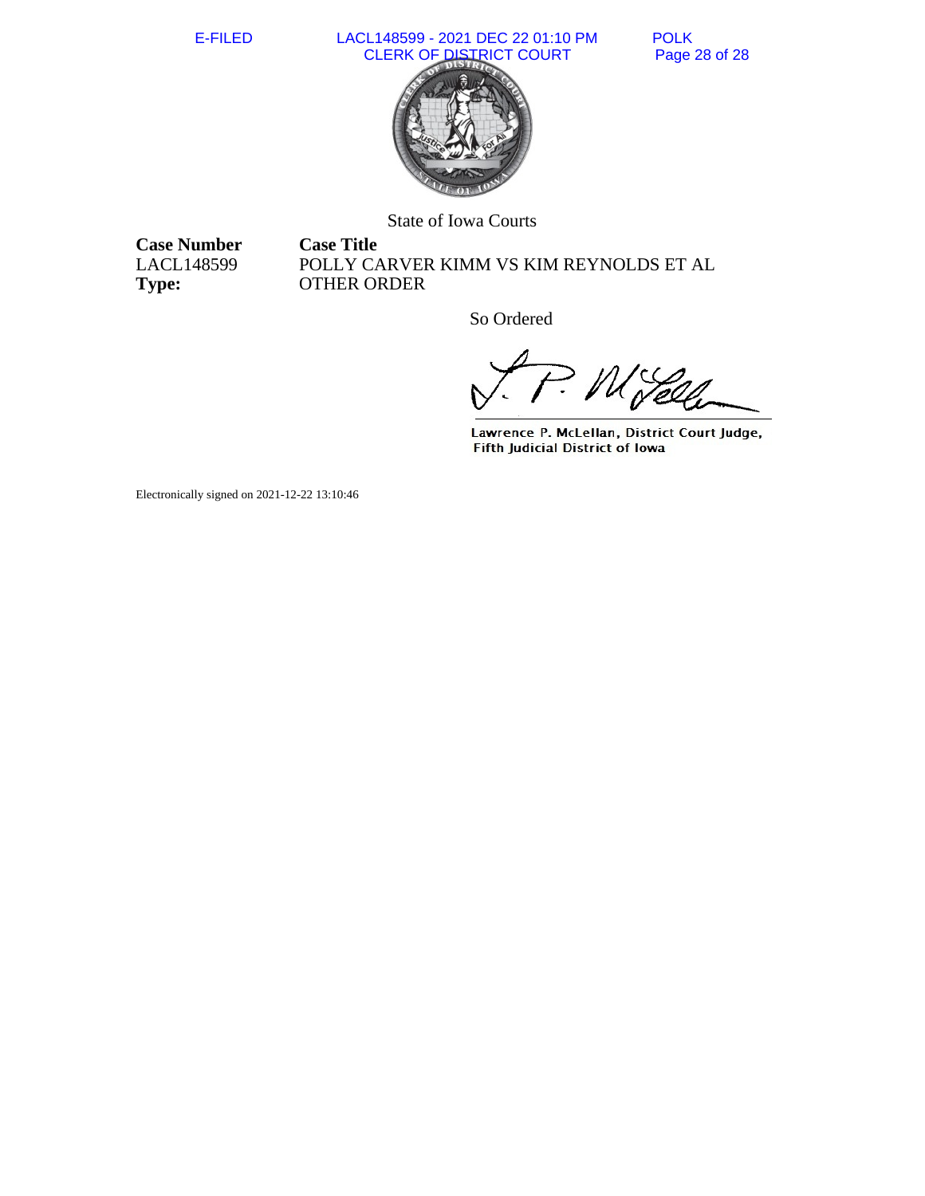State of Iowa Courts

| | |
|---|---|
| **Case Number** | **Case Title** |
| LACL148599 | POLLY CARVER KIMM VS KIM REYNOLDS ET AL |
| **Type:** | OTHER ORDER |

So Ordered

Lawrence P. McLellan, District Court Judge,
Fifth Judicial District of Iowa

Electronically signed on 2021-12-22 13:10:46